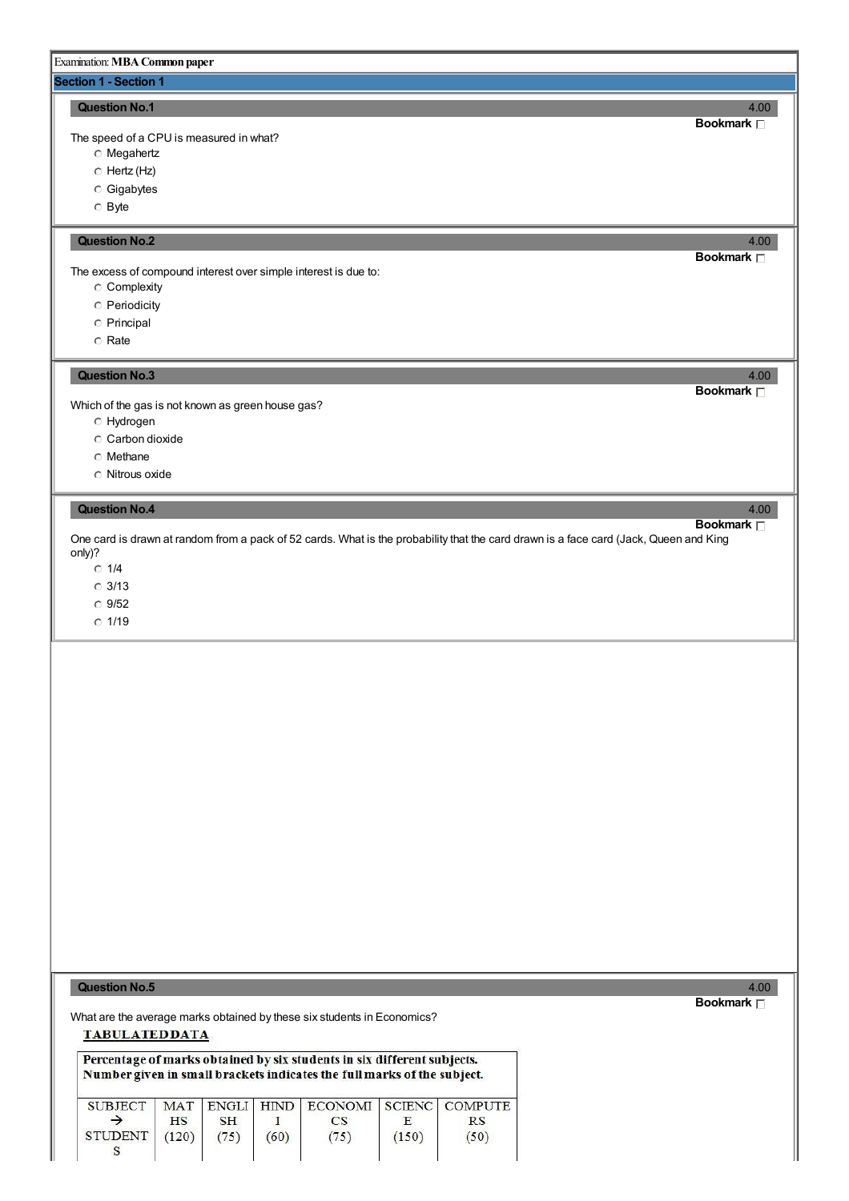Examination: **MBA Common paper**

## Section 1 - Section 1

### Question No.1

4.00

**Bookmark** ☐

The speed of a CPU is measured in what?

- ○ Megahertz
- ○ Hertz (Hz)
- ○ Gigabytes
- ○ Byte

### Question No.2

4.00

**Bookmark** ☐

The excess of compound interest over simple interest is due to:

- ○ Complexity
- ○ Periodicity
- ○ Principal
- ○ Rate

### Question No.3

4.00

**Bookmark** ☐

Which of the gas is not known as green house gas?

- ○ Hydrogen
- ○ Carbon dioxide
- ○ Methane
- ○ Nitrous oxide

### Question No.4

4.00

**Bookmark** ☐

One card is drawn at random from a pack of 52 cards. What is the probability that the card drawn is a face card (Jack, Queen and King only)?

- ○ 1/4
- ○ 3/13
- ○ 9/52
- ○ 1/19

### Question No.5

4.00

**Bookmark** ☐

What are the average marks obtained by these six students in Economics?

**TABULATED DATA**

**Percentage of marks obtained by six students in six different subjects. Number given in small brackets indicates the full marks of the subject.**

| SUBJECT → STUDENTS | MATHS (120) | ENGLISH (75) | HINDI (60) | ECONOMICS (75) | SCIENCE (150) | COMPUTERS (50) |
|---|---|---|---|---|---|---|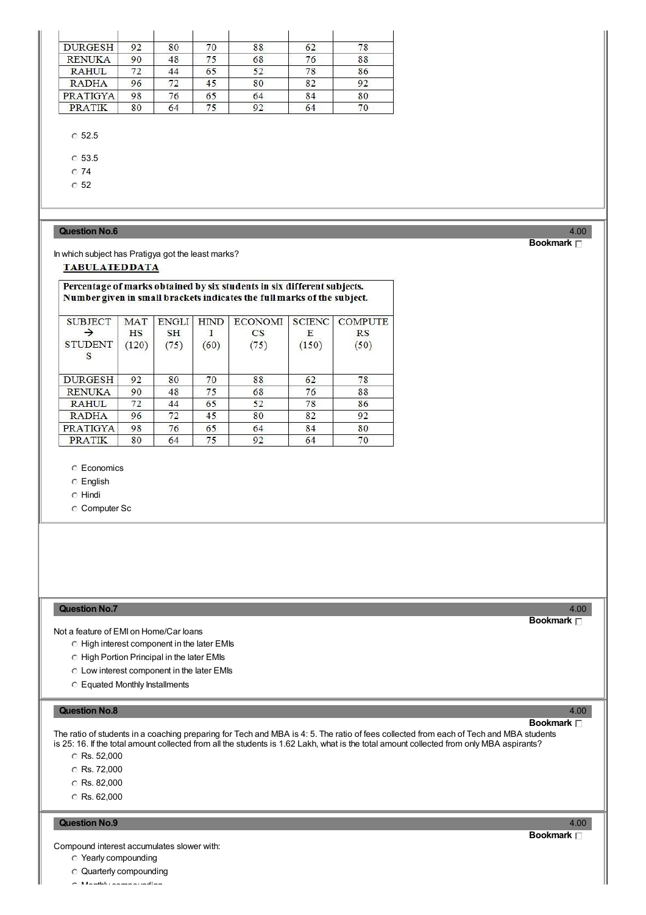| DURGESH | 92 | 80 | 70 | 88 | 62 | 78 |
|---|---|---|---|---|---|---|
| RENUKA | 90 | 48 | 75 | 68 | 76 | 88 |
| RAHUL | 72 | 44 | 65 | 52 | 78 | 86 |
| RADHA | 96 | 72 | 45 | 80 | 82 | 92 |
| PRATIGYA | 98 | 76 | 65 | 64 | 84 | 80 |
| PRATIK | 80 | 64 | 75 | 92 | 64 | 70 |

- 52.5
- 53.5
- 74
- 52

## Question No.6

4.00

**Bookmark**

In which subject has Pratigya got the least marks?

**TABULATED DATA**

**Percentage of marks obtained by six students in six different subjects. Number given in small brackets indicates the full marks of the subject.**

| SUBJECT → STUDENTS | MATHS (120) | ENGLISH (75) | HINDI (60) | ECONOMICS (75) | SCIENCE (150) | COMPUTERS (50) |
|---|---|---|---|---|---|---|
| DURGESH | 92 | 80 | 70 | 88 | 62 | 78 |
| RENUKA | 90 | 48 | 75 | 68 | 76 | 88 |
| RAHUL | 72 | 44 | 65 | 52 | 78 | 86 |
| RADHA | 96 | 72 | 45 | 80 | 82 | 92 |
| PRATIGYA | 98 | 76 | 65 | 64 | 84 | 80 |
| PRATIK | 80 | 64 | 75 | 92 | 64 | 70 |

- Economics
- English
- Hindi
- Computer Sc

## Question No.7

4.00

**Bookmark**

Not a feature of EMI on Home/Car loans

- High interest component in the later EMIs
- High Portion Principal in the later EMIs
- Low interest component in the later EMIs
- Equated Monthly Installments

## Question No.8

4.00

**Bookmark**

The ratio of students in a coaching preparing for Tech and MBA is 4: 5. The ratio of fees collected from each of Tech and MBA students is 25: 16. If the total amount collected from all the students is 1.62 Lakh, what is the total amount collected from only MBA aspirants?

- Rs. 52,000
- Rs. 72,000
- Rs. 82,000
- Rs. 62,000

## Question No.9

4.00

**Bookmark**

Compound interest accumulates slower with:

- Yearly compounding
- Quarterly compounding
- Monthly compounding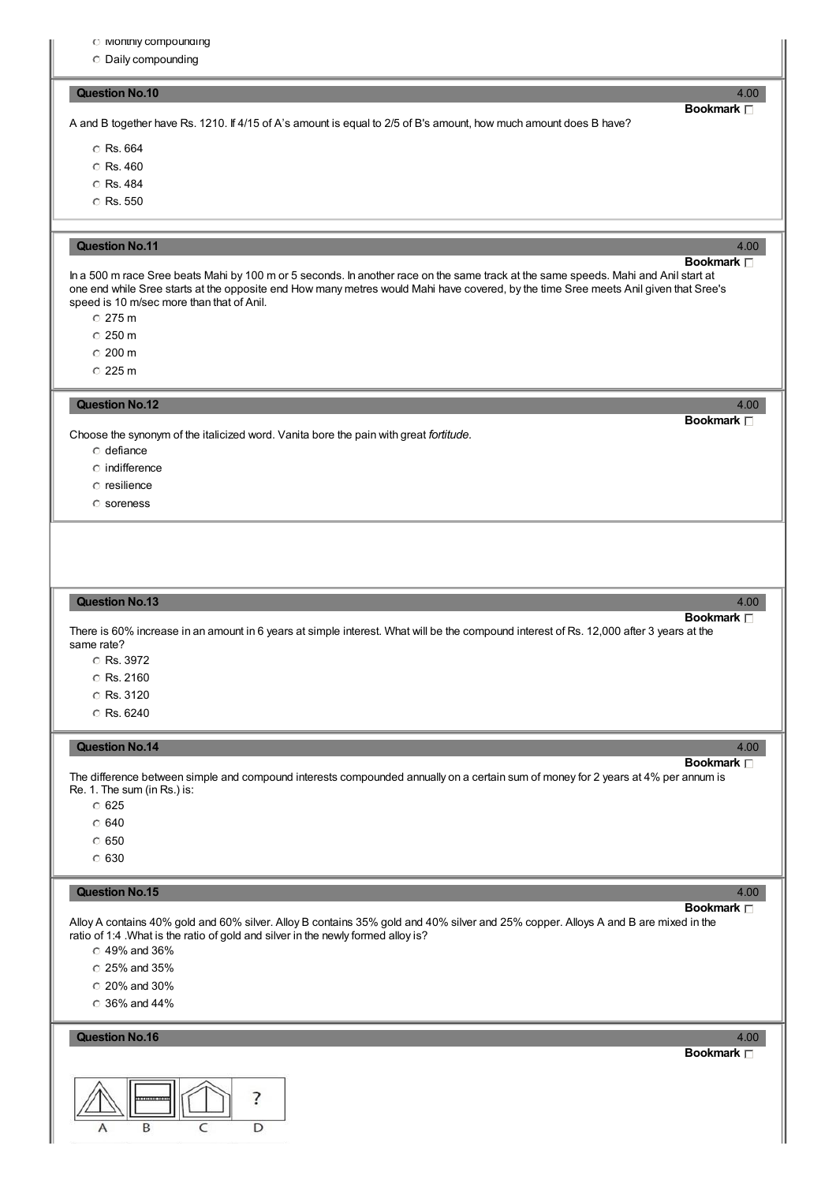- Monthly compounding
- Daily compounding

**Question No.10** 4.00

**Bookmark**

A and B together have Rs. 1210. If 4/15 of A's amount is equal to 2/5 of B's amount, how much amount does B have?

- Rs. 664
- Rs. 460
- Rs. 484
- Rs. 550

**Question No.11** 4.00

**Bookmark**

In a 500 m race Sree beats Mahi by 100 m or 5 seconds. In another race on the same track at the same speeds. Mahi and Anil start at one end while Sree starts at the opposite end How many metres would Mahi have covered, by the time Sree meets Anil given that Sree's speed is 10 m/sec more than that of Anil.

- 275 m
- 250 m
- 200 m
- 225 m

**Question No.12** 4.00

**Bookmark**

Choose the synonym of the italicized word. Vanita bore the pain with great *fortitude.*

- defiance
- indifference
- resilience
- soreness

**Question No.13** 4.00

**Bookmark**

There is 60% increase in an amount in 6 years at simple interest. What will be the compound interest of Rs. 12,000 after 3 years at the same rate?

- Rs. 3972
- Rs. 2160
- Rs. 3120
- Rs. 6240

**Question No.14** 4.00

**Bookmark**

The difference between simple and compound interests compounded annually on a certain sum of money for 2 years at 4% per annum is Re. 1. The sum (in Rs.) is:

- 625
- 640
- 650
- 630

**Question No.15** 4.00

**Bookmark**

Alloy A contains 40% gold and 60% silver. Alloy B contains 35% gold and 40% silver and 25% copper. Alloys A and B are mixed in the ratio of 1:4 .What is the ratio of gold and silver in the newly formed alloy is?

- 49% and 36%
- 25% and 35%
- 20% and 30%
- 36% and 44%

**Question No.16** 4.00

**Bookmark**

| A | B | C | D |
|---|---|---|---|
| | | | ? |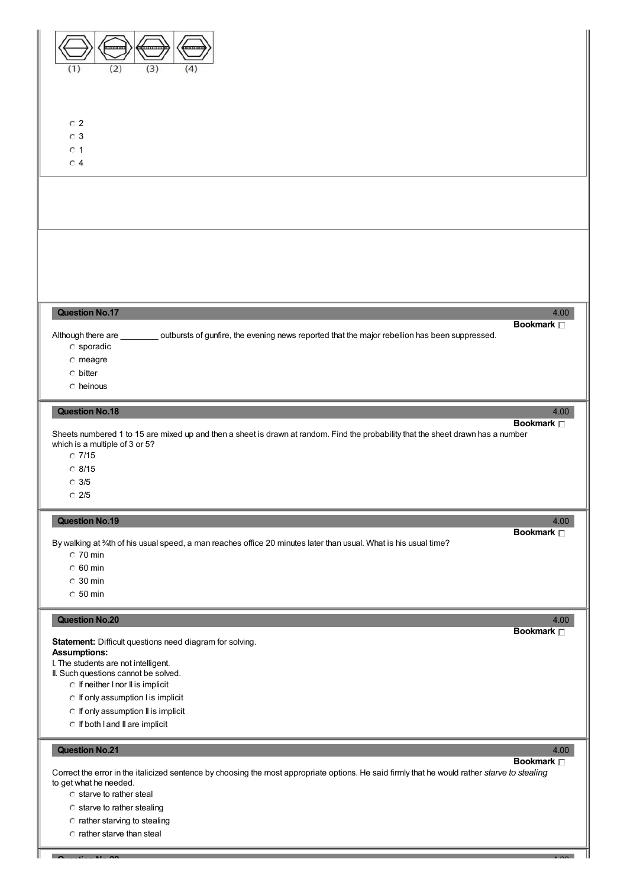(1) (2) (3) (4)

- 2
- 3
- 1
- 4

**Question No.17** 4.00

Bookmark

Although there are ________ outbursts of gunfire, the evening news reported that the major rebellion has been suppressed.

- sporadic
- meagre
- bitter
- heinous

**Question No.18** 4.00

Bookmark

Sheets numbered 1 to 15 are mixed up and then a sheet is drawn at random. Find the probability that the sheet drawn has a number which is a multiple of 3 or 5?

- 7/15
- 8/15
- 3/5
- 2/5

**Question No.19** 4.00

Bookmark

By walking at ¾th of his usual speed, a man reaches office 20 minutes later than usual. What is his usual time?

- 70 min
- 60 min
- 30 min
- 50 min

**Question No.20** 4.00

Bookmark

**Statement:** Difficult questions need diagram for solving.

**Assumptions:**

I. The students are not intelligent.

II. Such questions cannot be solved.

- If neither I nor II is implicit
- If only assumption I is implicit
- If only assumption II is implicit
- If both I and II are implicit

**Question No.21** 4.00

Bookmark

Correct the error in the italicized sentence by choosing the most appropriate options. He said firmly that he would rather *starve to stealing* to get what he needed.

- starve to rather steal
- starve to rather stealing
- rather starving to stealing
- rather starve than steal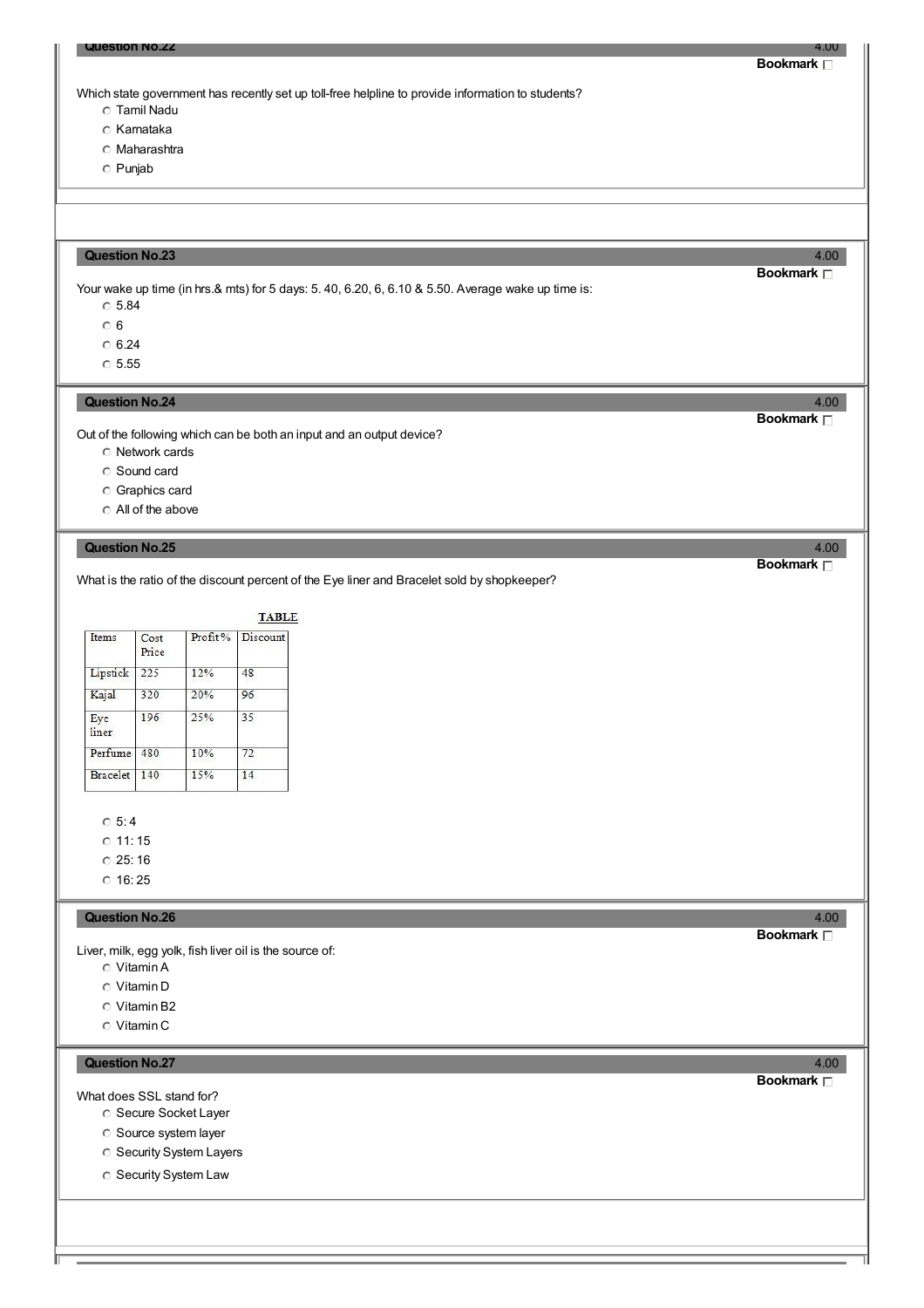**Question No.22** 4.00

**Bookmark**

Which state government has recently set up toll-free helpline to provide information to students?

- Tamil Nadu
- Karnataka
- Maharashtra
- Punjab

**Question No.23** 4.00

**Bookmark**

Your wake up time (in hrs.& mts) for 5 days: 5. 40, 6.20, 6, 6.10 & 5.50. Average wake up time is:

- 5.84
- 6
- 6.24
- 5.55

**Question No.24** 4.00

**Bookmark**

Out of the following which can be both an input and an output device?

- Network cards
- Sound card
- Graphics card
- All of the above

**Question No.25** 4.00

**Bookmark**

What is the ratio of the discount percent of the Eye liner and Bracelet sold by shopkeeper?

**TABLE**

| Items | Cost Price | Profit% | Discount |
|---|---|---|---|
| Lipstick | 225 | 12% | 48 |
| Kajal | 320 | 20% | 96 |
| Eye liner | 196 | 25% | 35 |
| Perfume | 480 | 10% | 72 |
| Bracelet | 140 | 15% | 14 |

- 5: 4
- 11: 15
- 25: 16
- 16: 25

**Question No.26** 4.00

**Bookmark**

Liver, milk, egg yolk, fish liver oil is the source of:

- Vitamin A
- Vitamin D
- Vitamin B2
- Vitamin C

**Question No.27** 4.00

**Bookmark**

What does SSL stand for?

- Secure Socket Layer
- Source system layer
- Security System Layers
- Security System Law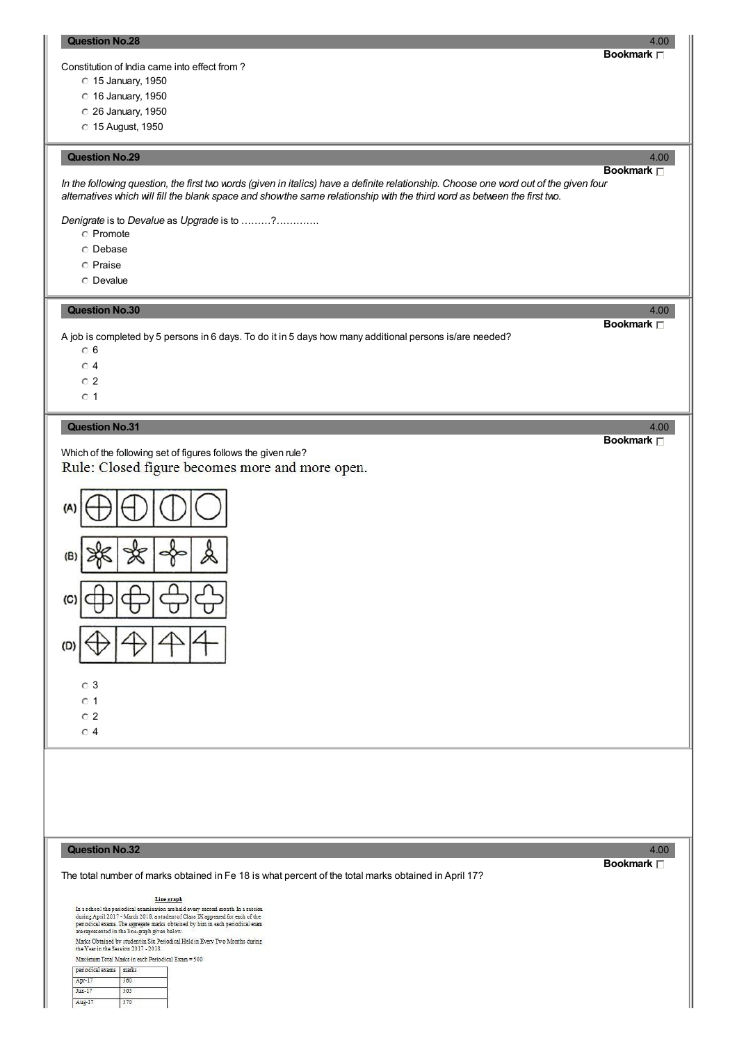**Question No.28** 4.00

Bookmark

Constitution of India came into effect from ?

- 15 January, 1950
- 16 January, 1950
- 26 January, 1950
- 15 August, 1950

**Question No.29** 4.00

Bookmark

*In the following question, the first two words (given in italics) have a definite relationship. Choose one word out of the given four alternatives which will fill the blank space and showthe same relationship with the third word as between the first two.*

*Denigrate* is to *Devalue* as *Upgrade* is to ………?………….

- Promote
- Debase
- Praise
- Devalue

**Question No.30** 4.00

Bookmark

A job is completed by 5 persons in 6 days. To do it in 5 days how many additional persons is/are needed?

- 6
- 4
- 2
- 1

**Question No.31** 4.00

Bookmark

Which of the following set of figures follows the given rule?

Rule: Closed figure becomes more and more open.

(A)

(B)

(C)

(D)

- 3
- 1
- 2
- 4

**Question No.32** 4.00

Bookmark

The total number of marks obtained in Fe 18 is what percent of the total marks obtained in April 17?

**Line graph**

In a school the periodical examination are held every second month. In a session during April 2017 - March 2018, a student of Class IX appeared for each of the periodical exams. The aggregate marks obtained by him in each periodical exam are represented in the line-graph given below.

Marks Obtained by student in Six Periodical Held in Every Two Months during the Year in the Session 2017 - 2018.

Maximum Total Marks in each Periodical Exam = 500

| periodical exams | marks |
|---|---|
| Apr-17 | 360 |
| Jun-17 | 365 |
| Aug-17 | 370 |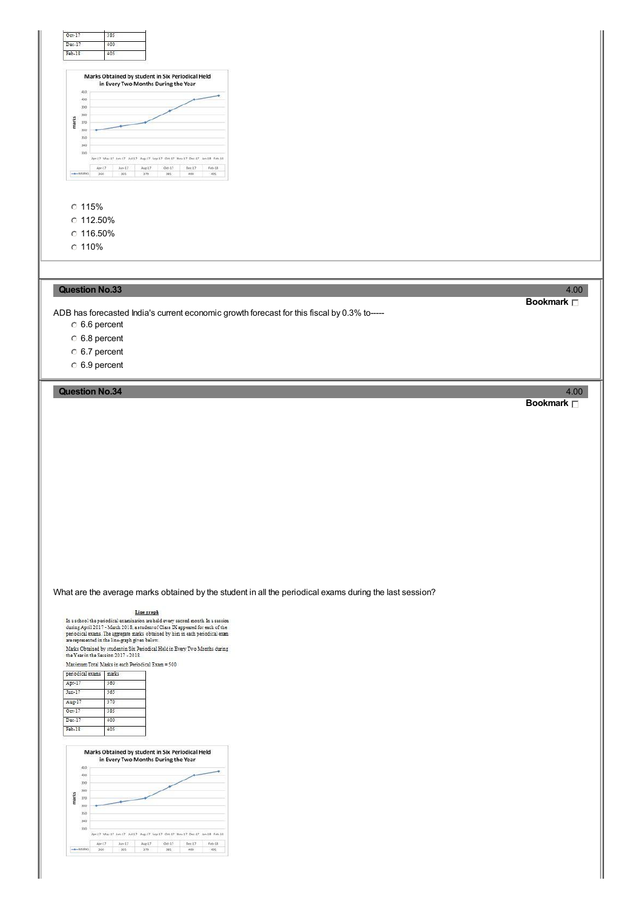| Oct-17 | 385 |
|---|---|
| Dec-17 | 400 |
| Feb-18 | 405 |

Marks Obtained by student in Six Periodical Held in Every Two Months During the Year

| | Apr-17 | Jun-17 | Aug-17 | Oct-17 | Dec-17 | Feb-18 |
|---|---|---|---|---|---|---|
| MARKS | 360 | 365 | 370 | 385 | 400 | 405 |

- 115%
- 112.50%
- 116.50%
- 110%

## Question No.33

4.00

**Bookmark**

ADB has forecasted India's current economic growth forecast for this fiscal by 0.3% to-----

- 6.6 percent
- 6.8 percent
- 6.7 percent
- 6.9 percent

## Question No.34

4.00

**Bookmark**

What are the average marks obtained by the student in all the periodical exams during the last session?

**Line graph**

In a school the periodical examination are held every second month. In a session during April 2017 - March 2018, a student of Class IX appeared for each of the periodical exams. The aggregate marks obtained by him in each periodical exam are represented in the line-graph given below.

Marks Obtained by student in Six Periodical Held in Every Two Months during the Year in the Session 2017 - 2018

Maximum Total Marks in each Periodical Exam = 500

| periodical exams | marks |
|---|---|
| Apr-17 | 360 |
| Jun-17 | 365 |
| Aug-17 | 370 |
| Oct-17 | 385 |
| Dec-17 | 400 |
| Feb-18 | 405 |

Marks Obtained by student in Six Periodical Held in Every Two Months During the Year

| | Apr-17 | Jun-17 | Aug-17 | Oct-17 | Dec-17 | Feb-18 |
|---|---|---|---|---|---|---|
| MARKS | 360 | 365 | 370 | 385 | 400 | 405 |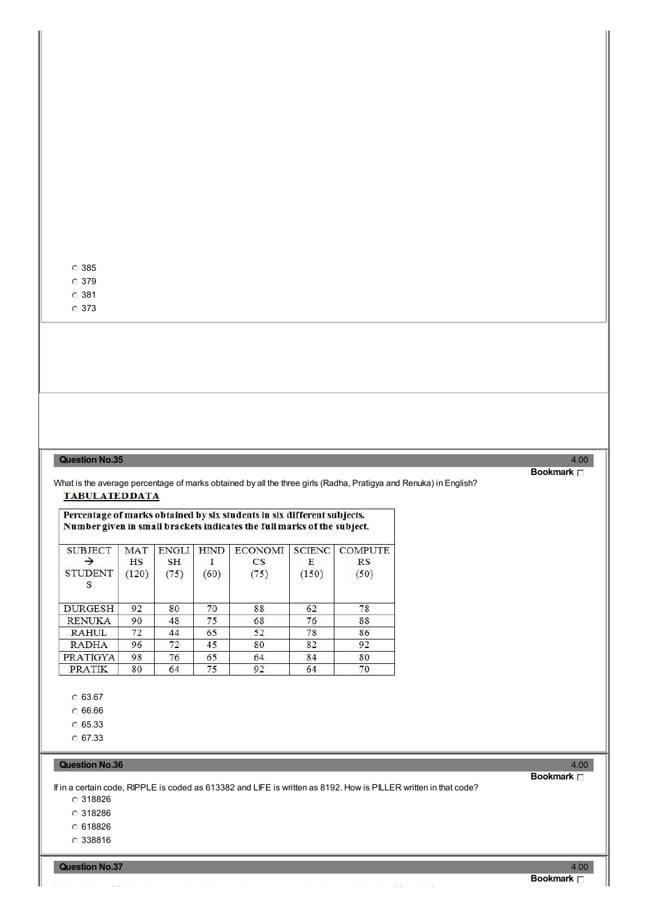- 385
- 379
- 381
- 373

**Question No.35** 4.00

**Bookmark**

What is the average percentage of marks obtained by all the three girls (Radha, Pratigya and Renuka) in English?

**TABULATED DATA**

Percentage of marks obtained by six students in six different subjects. Number given in small brackets indicates the full marks of the subject.

| SUBJECT → STUDENTS | MATHS (120) | ENGLISH (75) | HINDI (60) | ECONOMICS (75) | SCIENCE (150) | COMPUTERS (50) |
|---|---|---|---|---|---|---|
| DURGESH | 92 | 80 | 70 | 88 | 62 | 78 |
| RENUKA | 90 | 48 | 75 | 68 | 76 | 88 |
| RAHUL | 72 | 44 | 65 | 52 | 78 | 86 |
| RADHA | 96 | 72 | 45 | 80 | 82 | 92 |
| PRATIGYA | 98 | 76 | 65 | 64 | 84 | 80 |
| PRATIK | 80 | 64 | 75 | 92 | 64 | 70 |

- 63.67
- 66.66
- 65.33
- 67.33

**Question No.36** 4.00

**Bookmark**

If in a certain code, RIPPLE is coded as 613382 and LIFE is written as 8192. How is PILLER written in that code?

- 318826
- 318286
- 618826
- 338816

**Question No.37** 4.00

**Bookmark**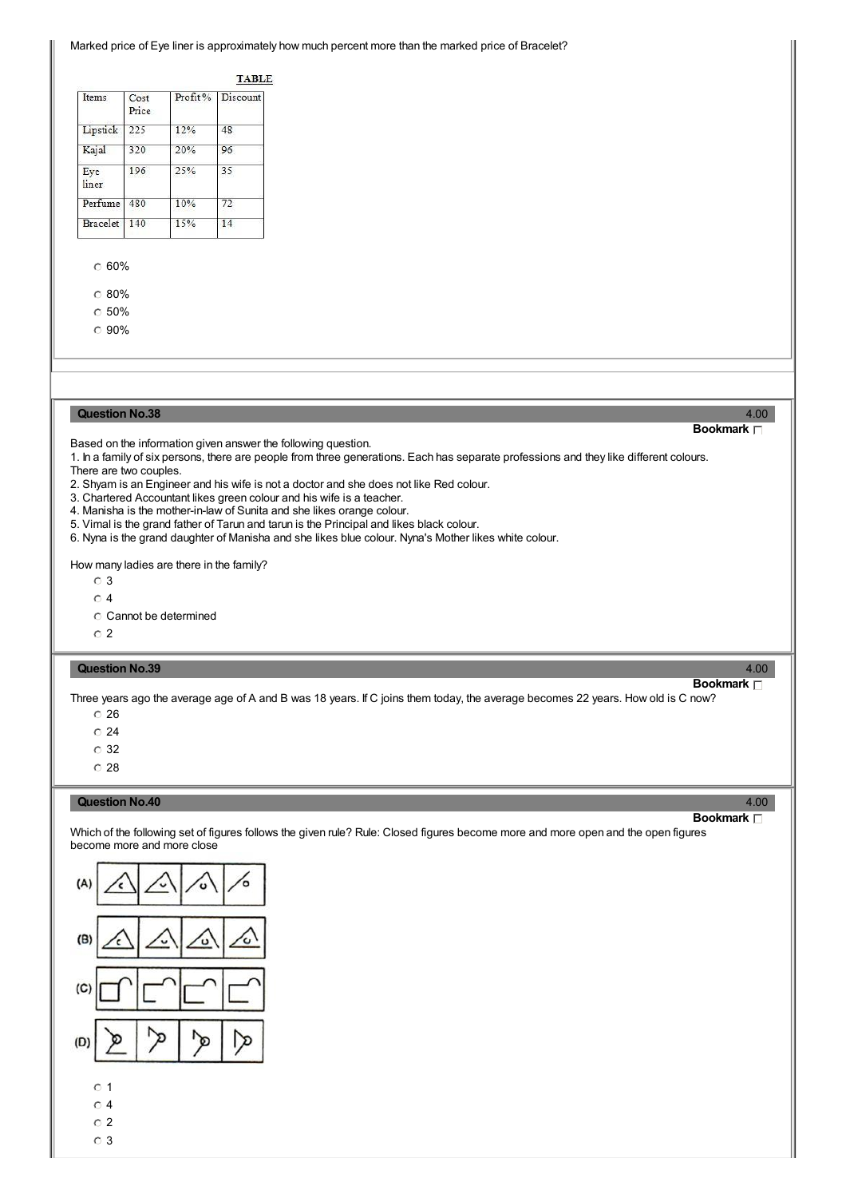Marked price of Eye liner is approximately how much percent more than the marked price of Bracelet?

TABLE

| Items | Cost Price | Profit% | Discount |
|---|---|---|---|
| Lipstick | 225 | 12% | 48 |
| Kajal | 320 | 20% | 96 |
| Eye liner | 196 | 25% | 35 |
| Perfume | 480 | 10% | 72 |
| Bracelet | 140 | 15% | 14 |

- 60%
- 80%
- 50%
- 90%

**Question No.38** 4.00

**Bookmark**

Based on the information given answer the following question.

1. In a family of six persons, there are people from three generations. Each has separate professions and they like different colours. There are two couples.
2. Shyam is an Engineer and his wife is not a doctor and she does not like Red colour.
3. Chartered Accountant likes green colour and his wife is a teacher.
4. Manisha is the mother-in-law of Sunita and she likes orange colour.
5. Vimal is the grand father of Tarun and tarun is the Principal and likes black colour.
6. Nyna is the grand daughter of Manisha and she likes blue colour. Nyna's Mother likes white colour.

How many ladies are there in the family?

- 3
- 4
- Cannot be determined
- 2

**Question No.39** 4.00

**Bookmark**

Three years ago the average age of A and B was 18 years. If C joins them today, the average becomes 22 years. How old is C now?

- 26
- 24
- 32
- 28

**Question No.40** 4.00

**Bookmark**

Which of the following set of figures follows the given rule? Rule: Closed figures become more and more open and the open figures become more and more close

(A)

(B)

(C)

(D)

- 1
- 4
- 2
- 3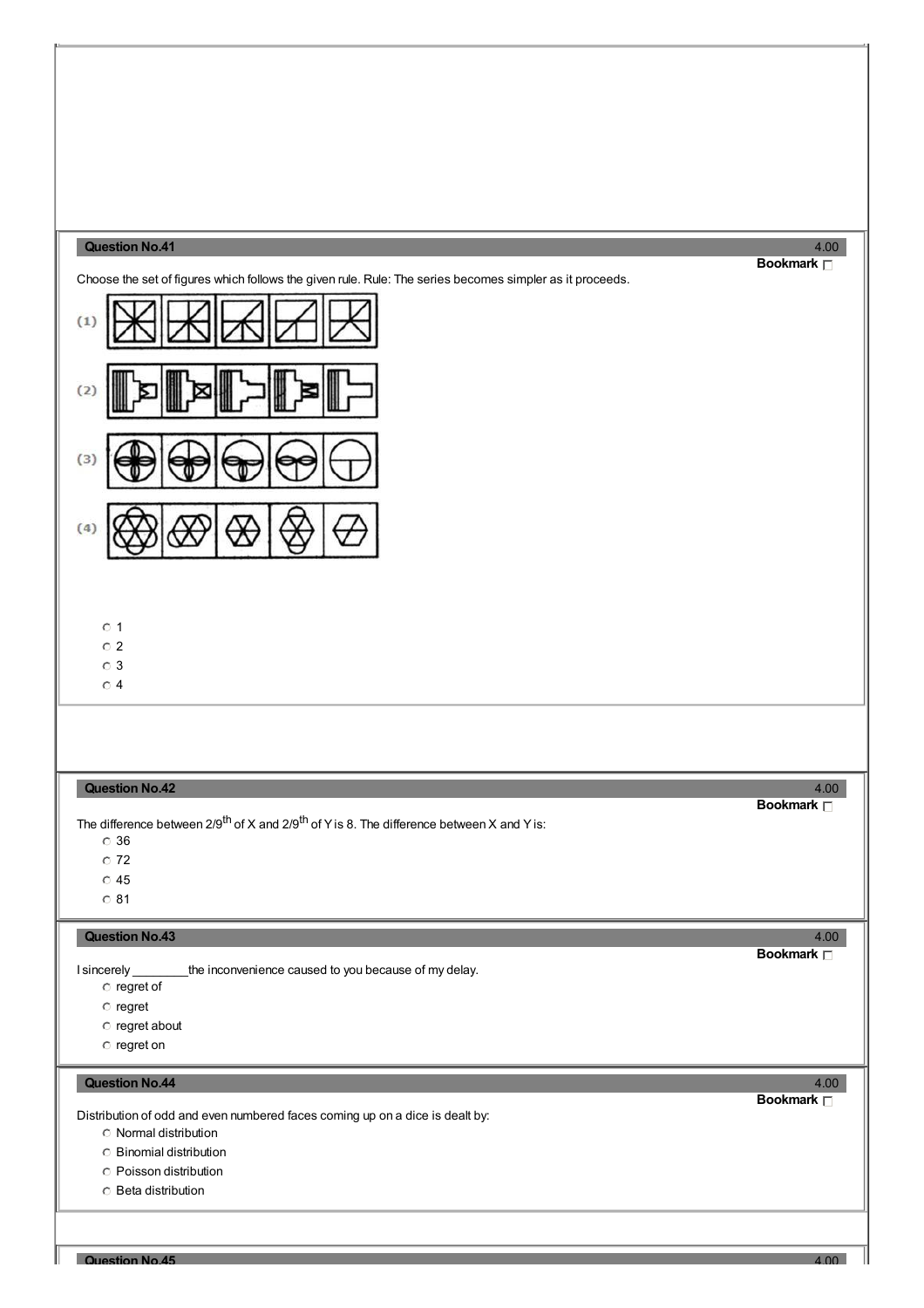**Question No.41** 4.00

Bookmark

Choose the set of figures which follows the given rule. Rule: The series becomes simpler as it proceeds.

(1)

(2)

(3)

(4)

- 1
- 2
- 3
- 4

**Question No.42** 4.00

Bookmark

The difference between $2/9^{th}$ of X and $2/9^{th}$ of Y is 8. The difference between X and Y is:

- 36
- 72
- 45
- 81

**Question No.43** 4.00

Bookmark

I sincerely ________the inconvenience caused to you because of my delay.

- regret of
- regret
- regret about
- regret on

**Question No.44** 4.00

Bookmark

Distribution of odd and even numbered faces coming up on a dice is dealt by:

- Normal distribution
- Binomial distribution
- Poisson distribution
- Beta distribution

**Question No.45** 4.00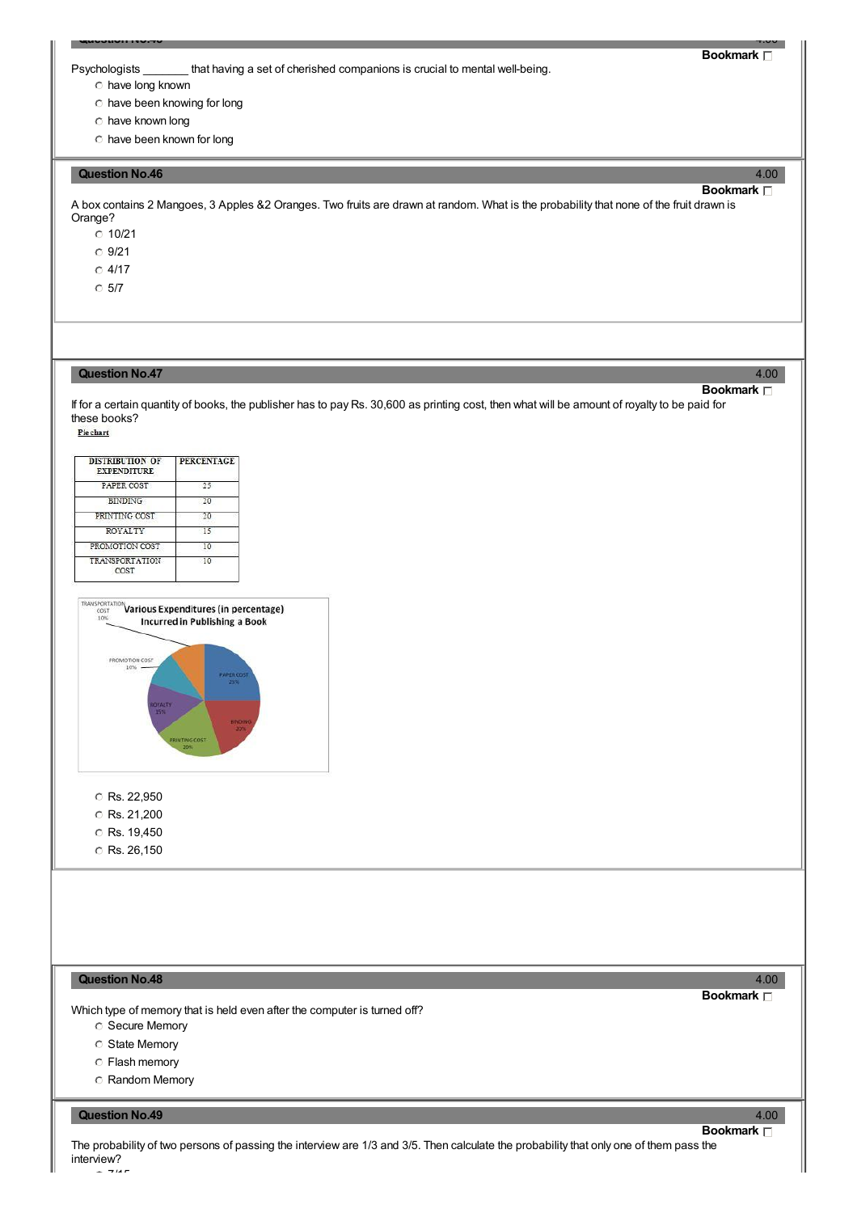**Bookmark**

Psychologists _______ that having a set of cherished companions is crucial to mental well-being.

- have long known
- have been knowing for long
- have known long
- have been known for long

## Question No.46

4.00

**Bookmark**

A box contains 2 Mangoes, 3 Apples &2 Oranges. Two fruits are drawn at random. What is the probability that none of the fruit drawn is Orange?

- 10/21
- 9/21
- 4/17
- 5/7

## Question No.47

4.00

**Bookmark**

If for a certain quantity of books, the publisher has to pay Rs. 30,600 as printing cost, then what will be amount of royalty to be paid for these books?

Pie chart

| DISTRIBUTION OF EXPENDITURE | PERCENTAGE |
|---|---|
| PAPER COST | 25 |
| BINDING | 20 |
| PRINTING COST | 20 |
| ROYALTY | 15 |
| PROMOTION COST | 10 |
| TRANSPORTATION COST | 10 |

Various Expenditures (in percentage) Incurred in Publishing a Book

TRANSPORTATION COST 10%, PROMOTION COST 10%, PAPER COST 25%, ROYALTY 15%, BINDING 20%, PRINTING COST 20%

- Rs. 22,950
- Rs. 21,200
- Rs. 19,450
- Rs. 26,150

## Question No.48

4.00

**Bookmark**

Which type of memory that is held even after the computer is turned off?

- Secure Memory
- State Memory
- Flash memory
- Random Memory

## Question No.49

4.00

**Bookmark**

The probability of two persons of passing the interview are 1/3 and 3/5. Then calculate the probability that only one of them pass the interview?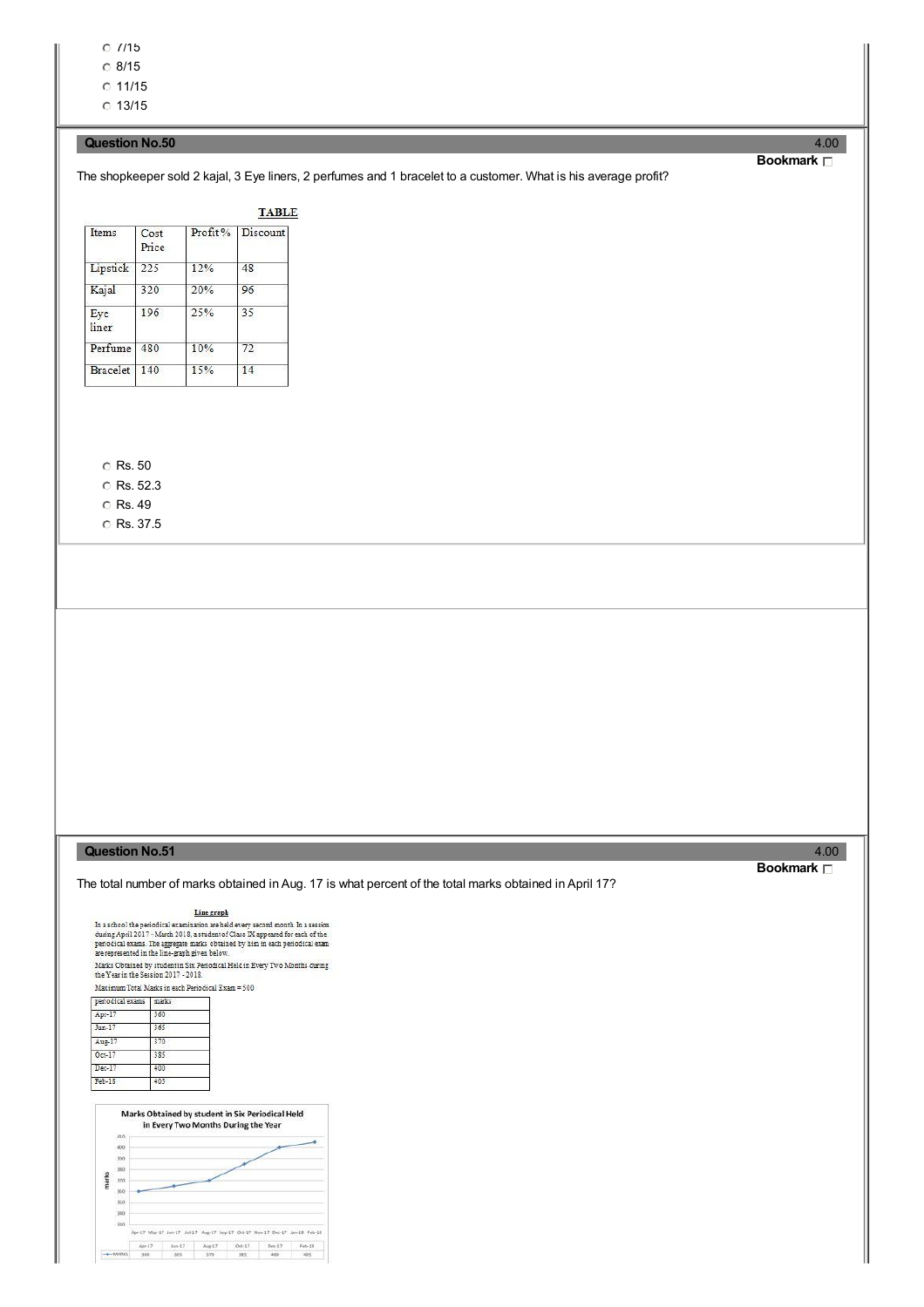- 7/15
- 8/15
- 11/15
- 13/15

## Question No.50

4.00

**Bookmark**

The shopkeeper sold 2 kajal, 3 Eye liners, 2 perfumes and 1 bracelet to a customer. What is his average profit?

**TABLE**

| Items | Cost Price | Profit % | Discount |
|---|---|---|---|
| Lipstick | 225 | 12% | 48 |
| Kajal | 320 | 20% | 96 |
| Eye liner | 196 | 25% | 35 |
| Perfume | 480 | 10% | 72 |
| Bracelet | 140 | 15% | 14 |

- Rs. 50
- Rs. 52.3
- Rs. 49
- Rs. 37.5

## Question No.51

4.00

**Bookmark**

The total number of marks obtained in Aug. 17 is what percent of the total marks obtained in April 17?

**Line graph**

In a school the periodical examination are held every second month. In a session during April 2017 - March 2018, a student of Class IX appeared for each of the periodical exams. The aggregate marks obtained by him in each periodical exam are represented in the line-graph given below.

Marks Obtained by student in Six Periodical Held in Every Two Months during the Year in the Session 2017 - 2018.

Maximum Total Marks in each Periodical Exam = 500

| periodical exams | marks |
|---|---|
| Apr-17 | 360 |
| Jun-17 | 365 |
| Aug-17 | 370 |
| Oct-17 | 385 |
| Dec-17 | 400 |
| Feb-18 | 405 |

Marks Obtained by student in Six Periodical Held in Every Two Months During the Year

| | Apr-17 | Jun-17 | Aug-17 | Oct-17 | Dec-17 | Feb-18 |
|---|---|---|---|---|---|---|
| MARKS | 360 | 365 | 370 | 385 | 400 | 405 |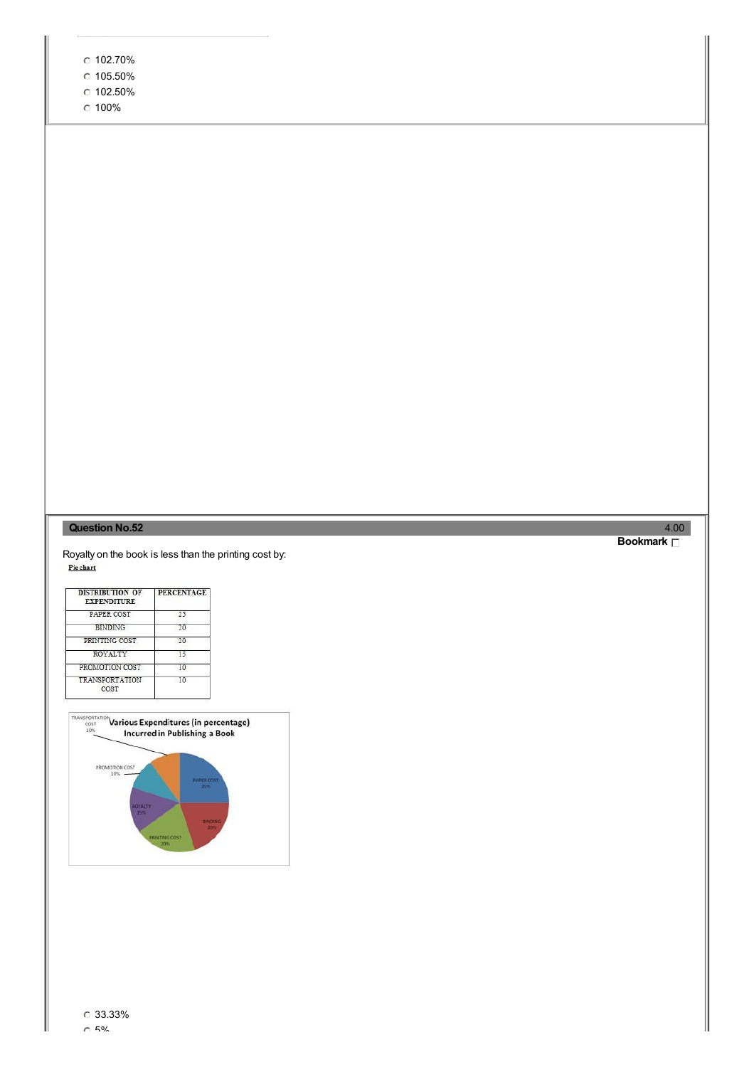- 102.70%
- 105.50%
- 102.50%
- 100%

**Question No.52** 4.00

**Bookmark**

Royalty on the book is less than the printing cost by:

**Pie chart**

| DISTRIBUTION OF EXPENDITURE | PERCENTAGE |
| --- | --- |
| PAPER COST | 25 |
| BINDING | 20 |
| PRINTING COST | 20 |
| ROYALTY | 15 |
| PROMOTION COST | 10 |
| TRANSPORTATION COST | 10 |

Various Expenditures (in percentage) Incurred in Publishing a Book

TRANSPORTATION COST 10%

PROMOTION COST 10%

PAPER COST 25%

ROYALTY 15%

BINDING 20%

PRINTING COST 20%

- 33.33%
- 5%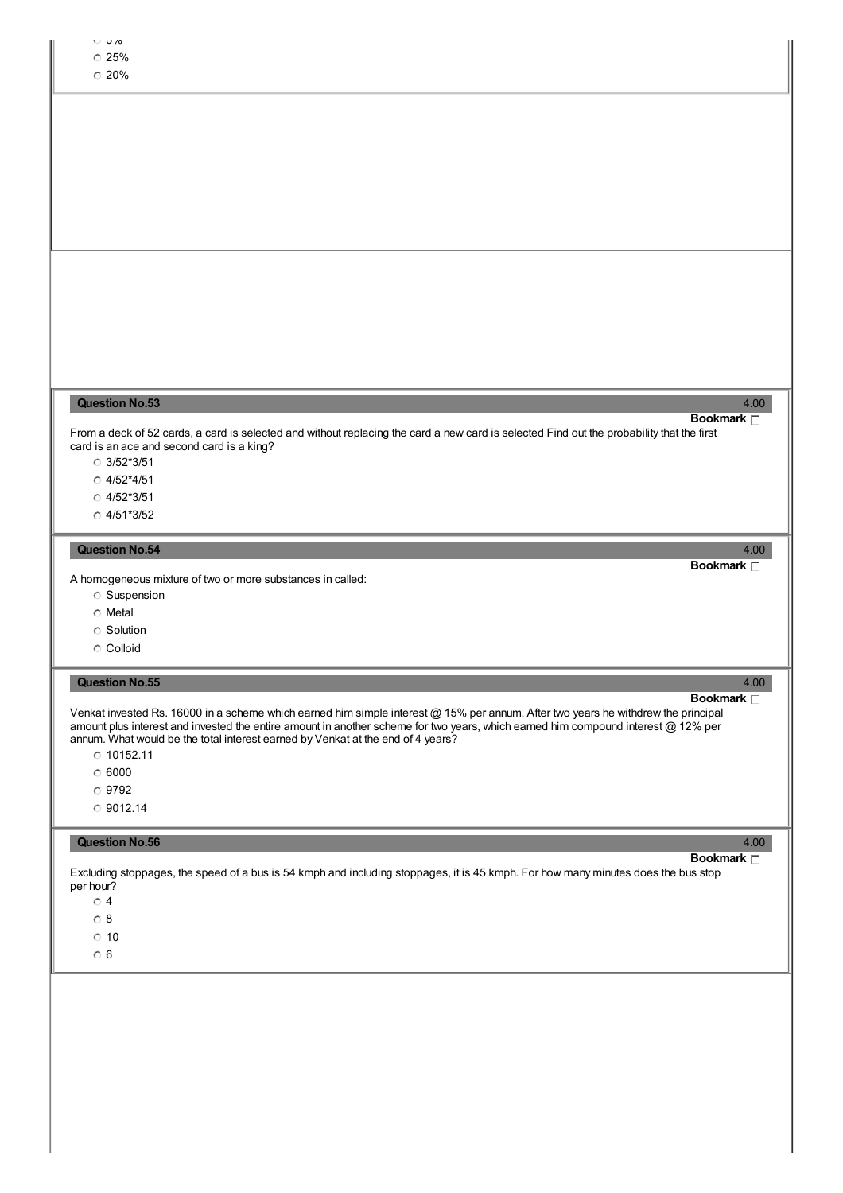- 5%
- 25%
- 20%

**Question No.53** 4.00

**Bookmark**

From a deck of 52 cards, a card is selected and without replacing the card a new card is selected Find out the probability that the first card is an ace and second card is a king?

- 3/52*3/51
- 4/52*4/51
- 4/52*3/51
- 4/51*3/52

**Question No.54** 4.00

**Bookmark**

A homogeneous mixture of two or more substances in called:

- Suspension
- Metal
- Solution
- Colloid

**Question No.55** 4.00

**Bookmark**

Venkat invested Rs. 16000 in a scheme which earned him simple interest @ 15% per annum. After two years he withdrew the principal amount plus interest and invested the entire amount in another scheme for two years, which earned him compound interest @ 12% per annum. What would be the total interest earned by Venkat at the end of 4 years?

- 10152.11
- 6000
- 9792
- 9012.14

**Question No.56** 4.00

**Bookmark**

Excluding stoppages, the speed of a bus is 54 kmph and including stoppages, it is 45 kmph. For how many minutes does the bus stop per hour?

- 4
- 8
- 10
- 6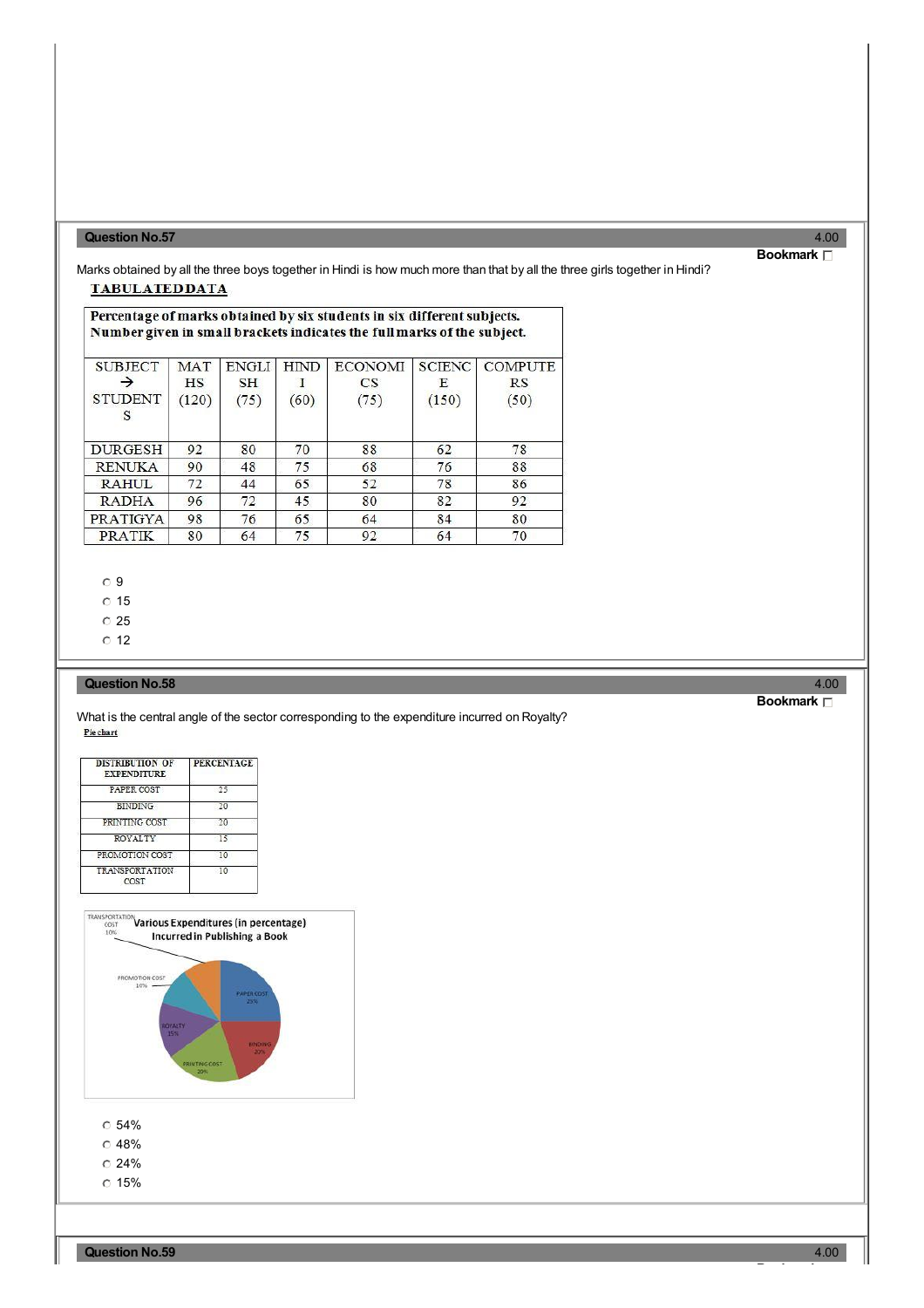## Question No.57

4.00

**Bookmark**

Marks obtained by all the three boys together in Hindi is how much more than that by all the three girls together in Hindi?

**TABULATEDDATA**

**Percentage of marks obtained by six students in six different subjects. Number given in small brackets indicates the full marks of the subject.**

| SUBJECT → STUDENTS | MATHS (120) | ENGLISH (75) | HINDI (60) | ECONOMICS (75) | SCIENCE (150) | COMPUTERS (50) |
|---|---|---|---|---|---|---|
| DURGESH | 92 | 80 | 70 | 88 | 62 | 78 |
| RENUKA | 90 | 48 | 75 | 68 | 76 | 88 |
| RAHUL | 72 | 44 | 65 | 52 | 78 | 86 |
| RADHA | 96 | 72 | 45 | 80 | 82 | 92 |
| PRATIGYA | 98 | 76 | 65 | 64 | 84 | 80 |
| PRATIK | 80 | 64 | 75 | 92 | 64 | 70 |

- 9
- 15
- 25
- 12

## Question No.58

4.00

**Bookmark**

What is the central angle of the sector corresponding to the expenditure incurred on Royalty?

Pie chart

| DISTRIBUTION OF EXPENDITURE | PERCENTAGE |
|---|---|
| PAPER COST | 25 |
| BINDING | 20 |
| PRINTING COST | 20 |
| ROYALTY | 15 |
| PROMOTION COST | 10 |
| TRANSPORTATION COST | 10 |

Various Expenditures (in percentage) Incurred in Publishing a Book

TRANSPORTATION COST 10%, PROMOTION COST 10%, PAPER COST 25%, ROYALTY 15%, BINDING 20%, PRINTING COST 20%

- 54%
- 48%
- 24%
- 15%

## Question No.59

4.00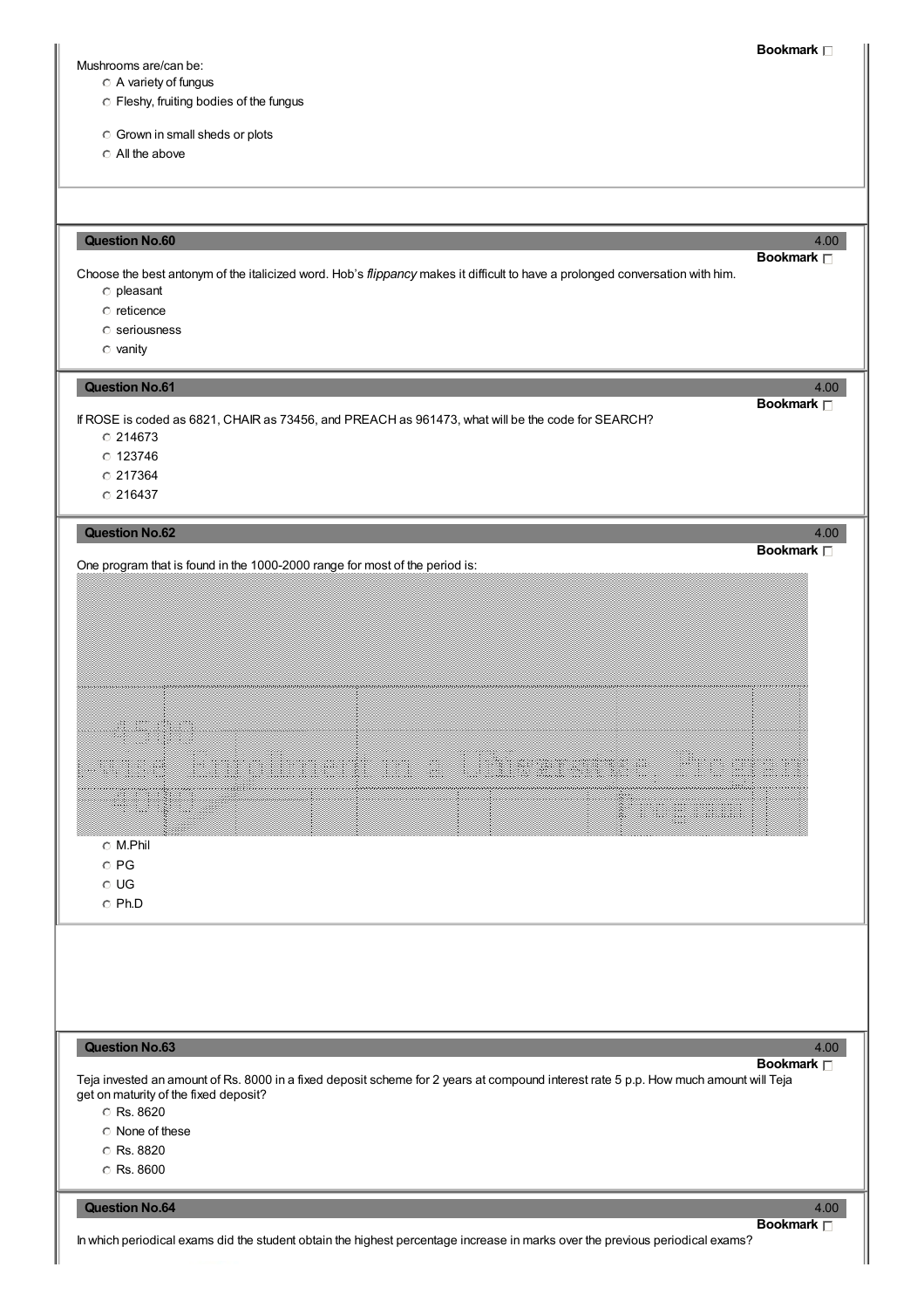Mushrooms are/can be:

- A variety of fungus
- Fleshy, fruiting bodies of the fungus
- Grown in small sheds or plots
- All the above

**Question No.60** 4.00

Choose the best antonym of the italicized word. Hob's *flippancy* makes it difficult to have a prolonged conversation with him.

- pleasant
- reticence
- seriousness
- vanity

**Question No.61** 4.00

If ROSE is coded as 6821, CHAIR as 73456, and PREACH as 961473, what will be the code for SEARCH?

- 214673
- 123746
- 217364
- 216437

**Question No.62** 4.00

One program that is found in the 1000-2000 range for most of the period is:

- M.Phil
- PG
- UG
- Ph.D

**Question No.63** 4.00

Teja invested an amount of Rs. 8000 in a fixed deposit scheme for 2 years at compound interest rate 5 p.p. How much amount will Teja get on maturity of the fixed deposit?

- Rs. 8620
- None of these
- Rs. 8820
- Rs. 8600

**Question No.64** 4.00

In which periodical exams did the student obtain the highest percentage increase in marks over the previous periodical exams?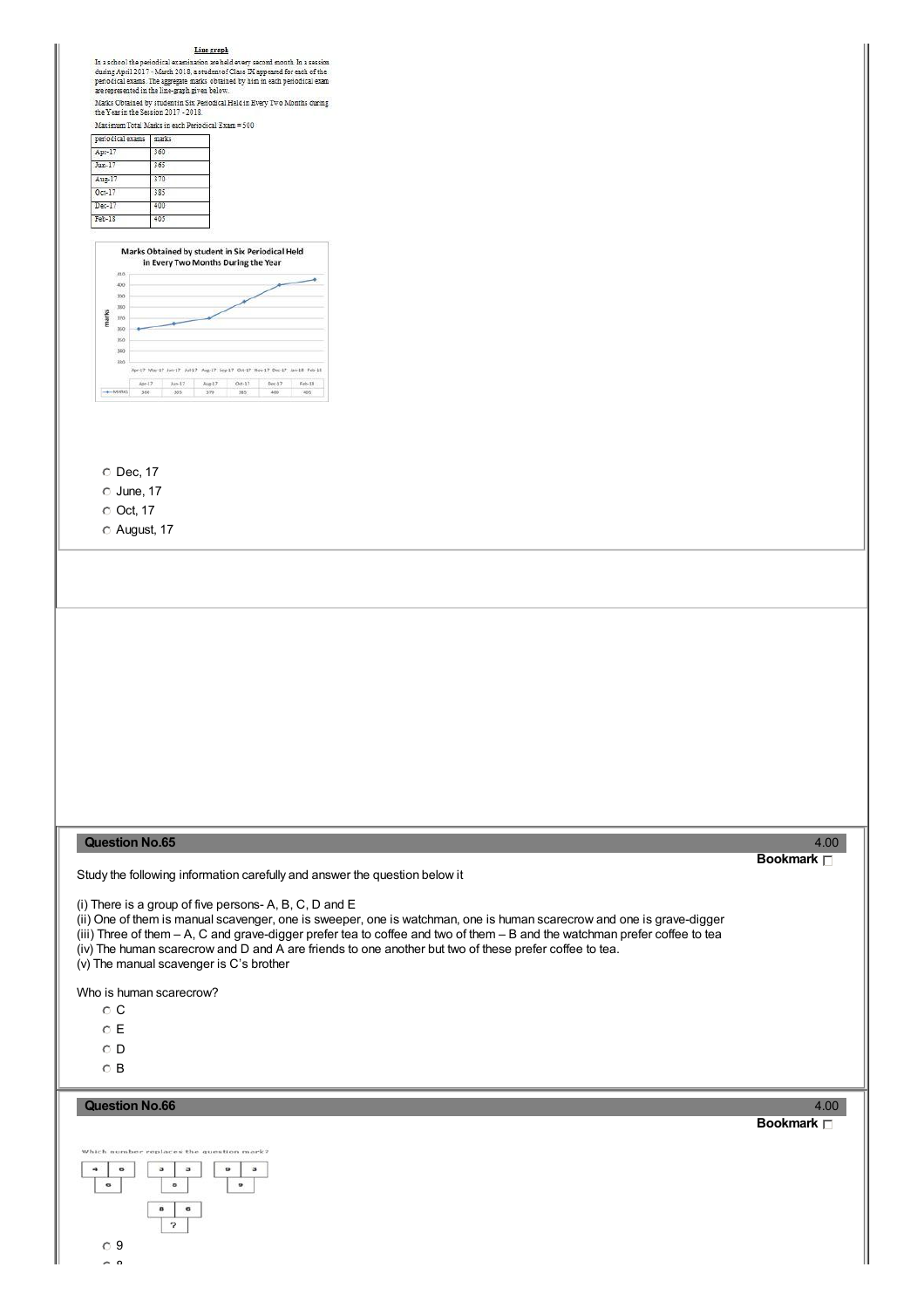**Line graph**

In a school the periodical examination are held every second month. In a session during April 2017 - March 2018, a student of Class IX appeared for each of the periodical exams. The aggregate marks obtained by him in each periodical exam are represented in the line-graph given below.

Marks Obtained by student in Six Periodical Held in Every Two Months during the Year in the Session 2017 - 2018.

Maximum Total Marks in each Periodical Exam = 500

| periodical exams | marks |
|---|---|
| Apr-17 | 360 |
| Jun-17 | 365 |
| Aug-17 | 370 |
| Oct-17 | 385 |
| Dec-17 | 400 |
| Feb-18 | 405 |

Marks Obtained by student in Six Periodical Held in Every Two Months During the Year

| | Apr-17 | Jun-17 | Aug-17 | Oct-17 | Dec-17 | Feb-18 |
|---|---|---|---|---|---|---|
| MARKS | 360 | 365 | 370 | 385 | 400 | 405 |

- Dec, 17
- June, 17
- Oct, 17
- August, 17

**Question No.65** 4.00

Bookmark

Study the following information carefully and answer the question below it

(i) There is a group of five persons- A, B, C, D and E
(ii) One of them is manual scavenger, one is sweeper, one is watchman, one is human scarecrow and one is grave-digger
(iii) Three of them – A, C and grave-digger prefer tea to coffee and two of them – B and the watchman prefer coffee to tea
(iv) The human scarecrow and D and A are friends to one another but two of these prefer coffee to tea.
(v) The manual scavenger is C's brother

Who is human scarecrow?

- C
- E
- D
- B

**Question No.66** 4.00

Bookmark

Which number replaces the question mark?

| 4 | 6 |
|---|---|
| 6 | |

| 3 | 3 |
|---|---|
| 6 | |

| 9 | 3 |
|---|---|
| 9 | |

| 8 | 6 |
|---|---|
| ? | |

- 9
- 8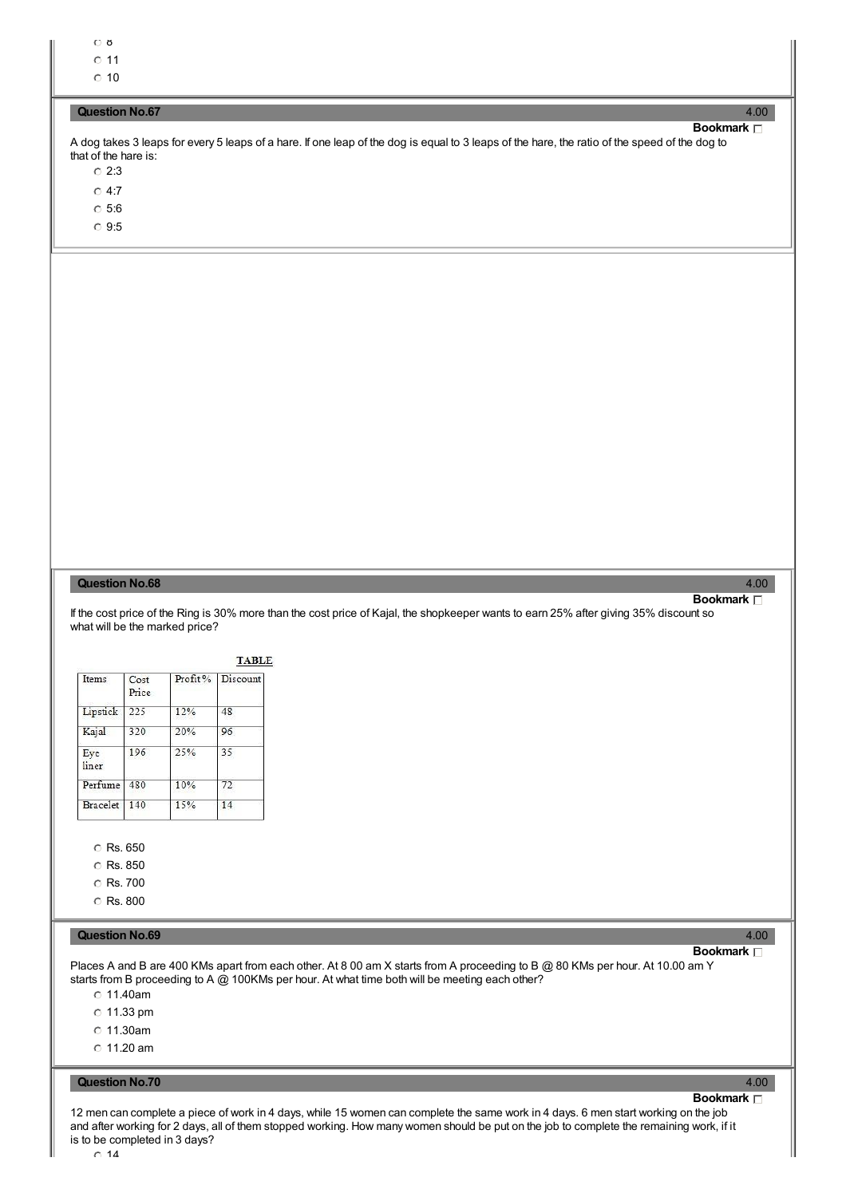- 8
- 11
- 10

**Question No.67** 4.00

**Bookmark**

A dog takes 3 leaps for every 5 leaps of a hare. If one leap of the dog is equal to 3 leaps of the hare, the ratio of the speed of the dog to that of the hare is:

- 2:3
- 4:7
- 5:6
- 9:5

**Question No.68** 4.00

**Bookmark**

If the cost price of the Ring is 30% more than the cost price of Kajal, the shopkeeper wants to earn 25% after giving 35% discount so what will be the marked price?

TABLE

| Items | Cost Price | Profit% | Discount |
|---|---|---|---|
| Lipstick | 225 | 12% | 48 |
| Kajal | 320 | 20% | 96 |
| Eye liner | 196 | 25% | 35 |
| Perfume | 480 | 10% | 72 |
| Bracelet | 140 | 15% | 14 |

- Rs. 650
- Rs. 850
- Rs. 700
- Rs. 800

**Question No.69** 4.00

**Bookmark**

Places A and B are 400 KMs apart from each other. At 8 00 am X starts from A proceeding to B @ 80 KMs per hour. At 10.00 am Y starts from B proceeding to A @ 100KMs per hour. At what time both will be meeting each other?

- 11.40am
- 11.33 pm
- 11.30am
- 11.20 am

**Question No.70** 4.00

**Bookmark**

12 men can complete a piece of work in 4 days, while 15 women can complete the same work in 4 days. 6 men start working on the job and after working for 2 days, all of them stopped working. How many women should be put on the job to complete the remaining work, if it is to be completed in 3 days?

- 14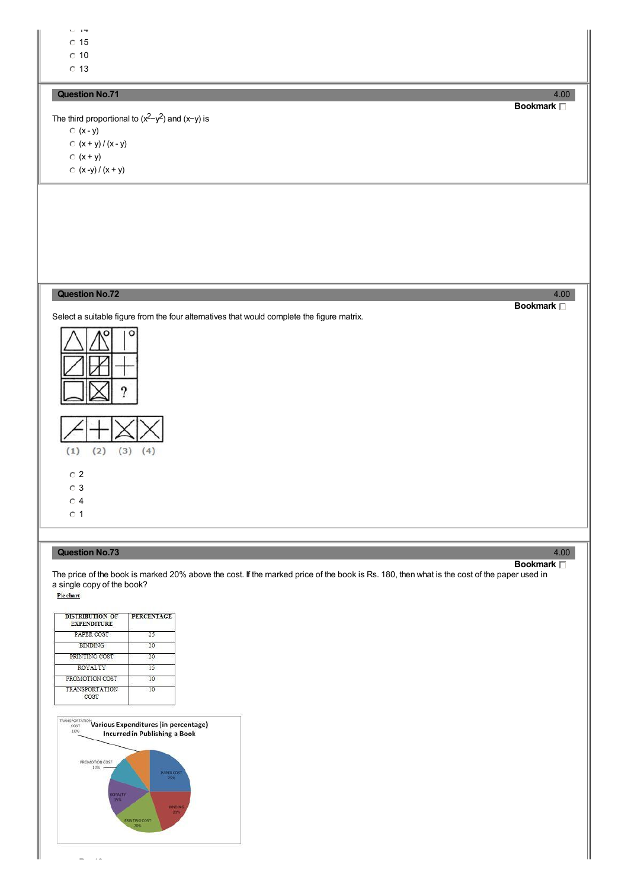- 14
- 15
- 10
- 13

### Question No.71

4.00

**Bookmark**

The third proportional to ($x^2-y^2$) and (x−y) is

- (x - y)
- (x + y) / (x - y)
- (x + y)
- (x -y) / (x + y)

### Question No.72

4.00

**Bookmark**

Select a suitable figure from the four alternatives that would complete the figure matrix.

(1) (2) (3) (4)

- 2
- 3
- 4
- 1

### Question No.73

4.00

**Bookmark**

The price of the book is marked 20% above the cost. If the marked price of the book is Rs. 180, then what is the cost of the paper used in a single copy of the book?

Pie chart

| DISTRIBUTION OF EXPENDITURE | PERCENTAGE |
|---|---|
| PAPER COST | 25 |
| BINDING | 20 |
| PRINTING COST | 20 |
| ROYALTY | 15 |
| PROMOTION COST | 10 |
| TRANSPORTATION COST | 10 |

Various Expenditures (in percentage) Incurred in Publishing a Book

TRANSPORTATION COST 10%, PROMOTION COST 10%, PAPER COST 25%, ROYALTY 15%, BINDING 20%, PRINTING COST 20%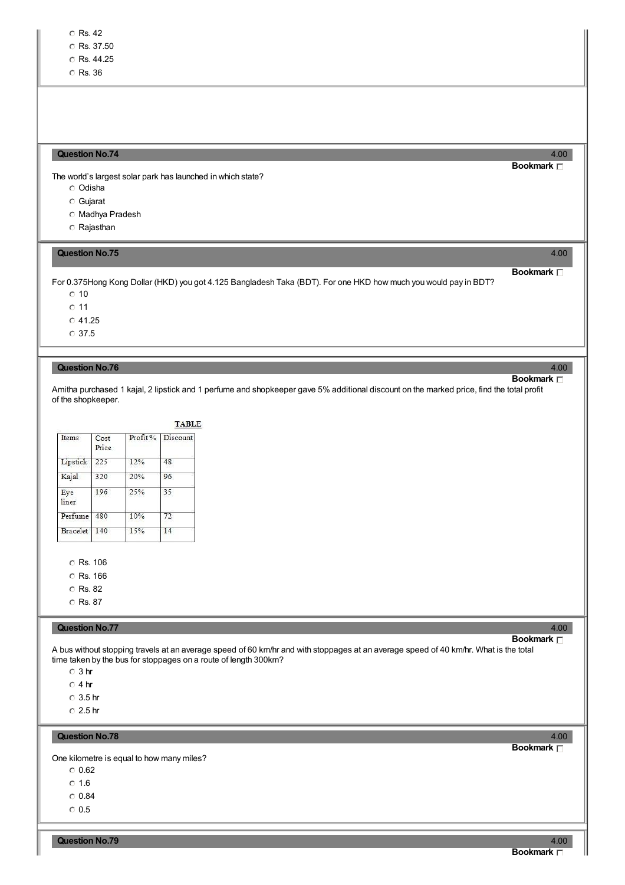- Rs. 42
- Rs. 37.50
- Rs. 44.25
- Rs. 36

**Question No.74** 4.00

**Bookmark**

The world's largest solar park has launched in which state?

- Odisha
- Gujarat
- Madhya Pradesh
- Rajasthan

**Question No.75** 4.00

**Bookmark**

For 0.375Hong Kong Dollar (HKD) you got 4.125 Bangladesh Taka (BDT). For one HKD how much you would pay in BDT?

- 10
- 11
- 41.25
- 37.5

**Question No.76** 4.00

**Bookmark**

Amitha purchased 1 kajal, 2 lipstick and 1 perfume and shopkeeper gave 5% additional discount on the marked price, find the total profit of the shopkeeper.

**TABLE**

| Items | Cost Price | Profit% | Discount |
|---|---|---|---|
| Lipstick | 225 | 12% | 48 |
| Kajal | 320 | 20% | 96 |
| Eye liner | 196 | 25% | 35 |
| Perfume | 480 | 10% | 72 |
| Bracelet | 140 | 15% | 14 |

- Rs. 106
- Rs. 166
- Rs. 82
- Rs. 87

**Question No.77** 4.00

**Bookmark**

A bus without stopping travels at an average speed of 60 km/hr and with stoppages at an average speed of 40 km/hr. What is the total time taken by the bus for stoppages on a route of length 300km?

- 3 hr
- 4 hr
- 3.5 hr
- 2.5 hr

**Question No.78** 4.00

**Bookmark**

One kilometre is equal to how many miles?

- 0.62
- 1.6
- 0.84
- 0.5

**Question No.79** 4.00

**Bookmark**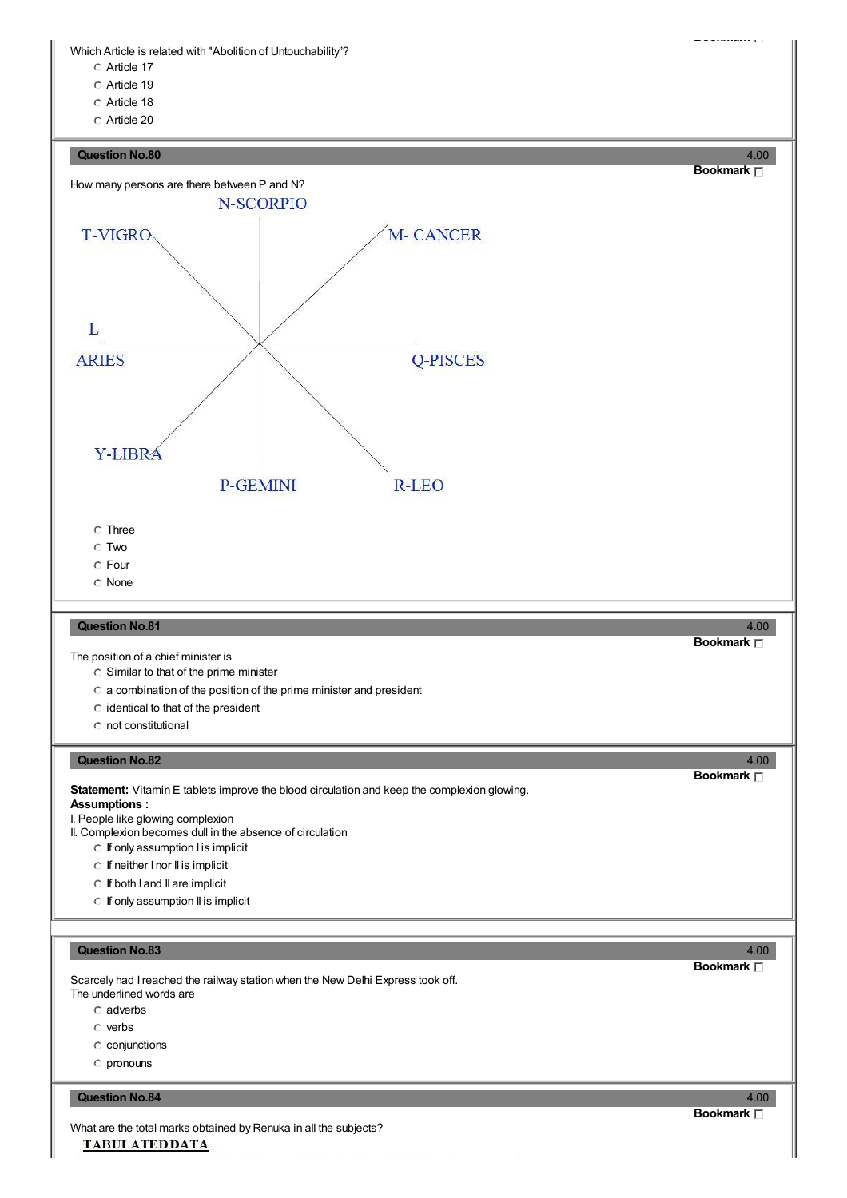Which Article is related with "Abolition of Untouchability"?

- Article 17
- Article 19
- Article 18
- Article 20

**Question No.80** 4.00

**Bookmark**

How many persons are there between P and N?

N-SCORPIO

T-VIGRO

M- CANCER

L

ARIES

Q-PISCES

Y-LIBRA

P-GEMINI

R-LEO

- Three
- Two
- Four
- None

**Question No.81** 4.00

**Bookmark**

The position of a chief minister is

- Similar to that of the prime minister
- a combination of the position of the prime minister and president
- identical to that of the president
- not constitutional

**Question No.82** 4.00

**Bookmark**

**Statement:** Vitamin E tablets improve the blood circulation and keep the complexion glowing.

**Assumptions :**

I. People like glowing complexion

II. Complexion becomes dull in the absence of circulation

- If only assumption I is implicit
- If neither I nor II is implicit
- If both I and II are implicit
- If only assumption II is implicit

**Question No.83** 4.00

**Bookmark**

<u>Scarcely</u> had I reached the railway station when the New Delhi Express took off.

The underlined words are

- adverbs
- verbs
- conjunctions
- pronouns

**Question No.84** 4.00

**Bookmark**

What are the total marks obtained by Renuka in all the subjects?

**TABULATED DATA**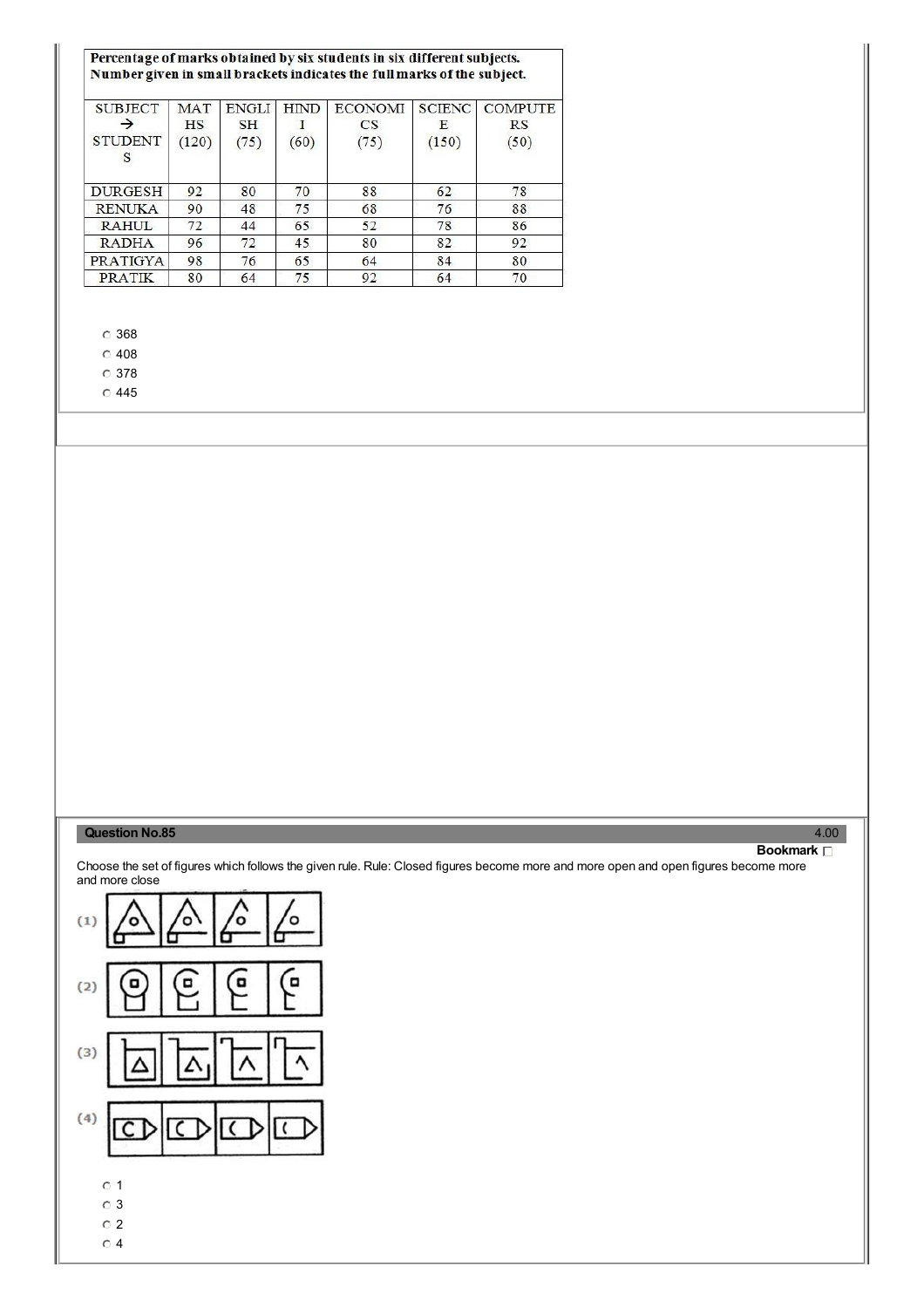**Percentage of marks obtained by six students in six different subjects. Number given in small brackets indicates the full marks of the subject.**

| SUBJECT → STUDENTS | MATHS (120) | ENGLISH (75) | HINDI (60) | ECONOMICS (75) | SCIENCE (150) | COMPUTERS (50) |
|---|---|---|---|---|---|---|
| DURGESH | 92 | 80 | 70 | 88 | 62 | 78 |
| RENUKA | 90 | 48 | 75 | 68 | 76 | 88 |
| RAHUL | 72 | 44 | 65 | 52 | 78 | 86 |
| RADHA | 96 | 72 | 45 | 80 | 82 | 92 |
| PRATIGYA | 98 | 76 | 65 | 64 | 84 | 80 |
| PRATIK | 80 | 64 | 75 | 92 | 64 | 70 |

- 368
- 408
- 378
- 445

**Question No.85** 4.00

Bookmark

Choose the set of figures which follows the given rule. Rule: Closed figures become more and more open and open figures become more and more close

(1)

(2)

(3)

(4)

- 1
- 3
- 2
- 4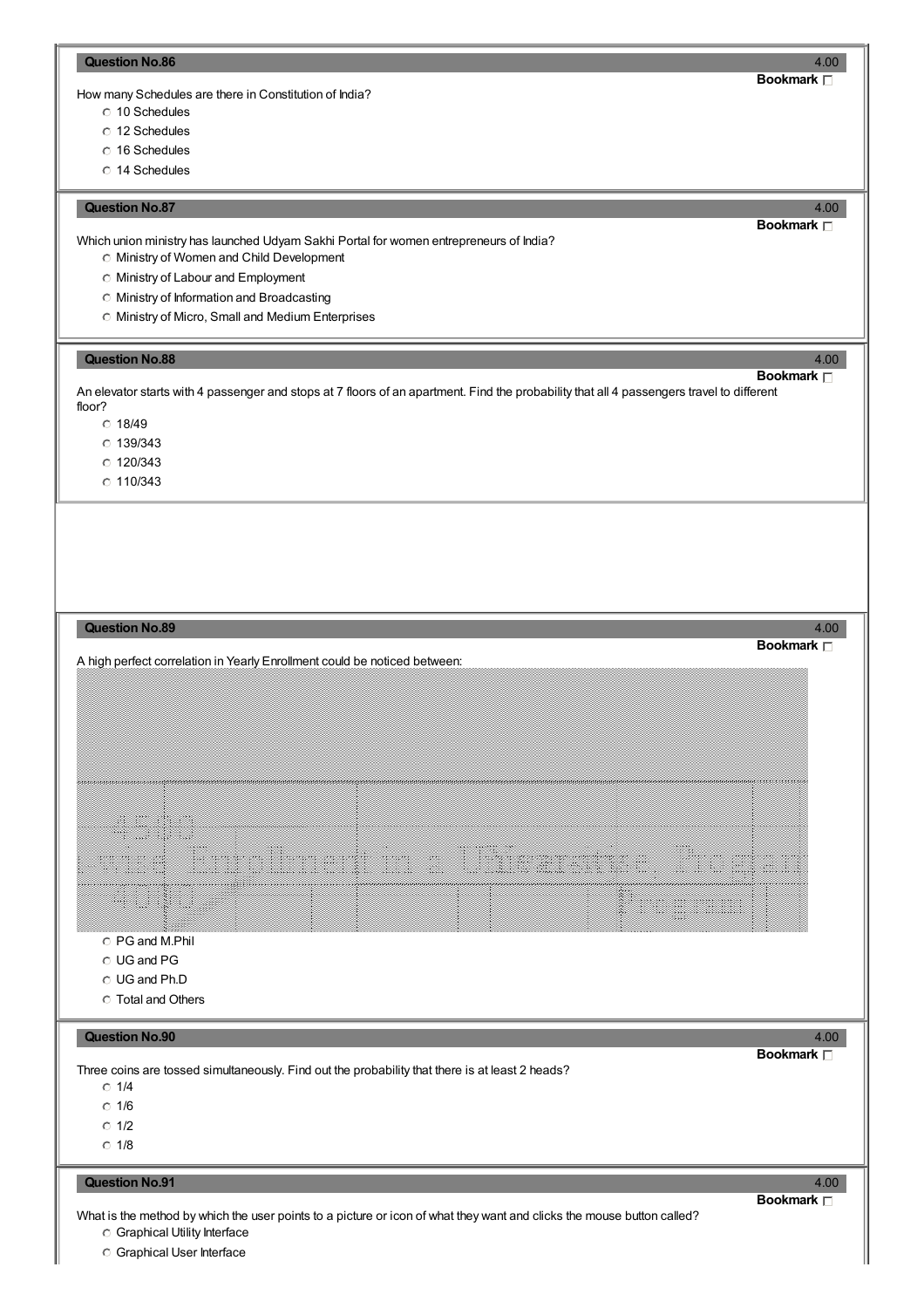**Question No.86** 4.00

How many Schedules are there in Constitution of India?

- 10 Schedules
- 12 Schedules
- 16 Schedules
- 14 Schedules

**Question No.87** 4.00

Which union ministry has launched Udyam Sakhi Portal for women entrepreneurs of India?

- Ministry of Women and Child Development
- Ministry of Labour and Employment
- Ministry of Information and Broadcasting
- Ministry of Micro, Small and Medium Enterprises

**Question No.88** 4.00

An elevator starts with 4 passenger and stops at 7 floors of an apartment. Find the probability that all 4 passengers travel to different floor?

- 18/49
- 139/343
- 120/343
- 110/343

**Question No.89** 4.00

A high perfect correlation in Yearly Enrollment could be noticed between:

- PG and M.Phil
- UG and PG
- UG and Ph.D
- Total and Others

**Question No.90** 4.00

Three coins are tossed simultaneously. Find out the probability that there is at least 2 heads?

- 1/4
- 1/6
- 1/2
- 1/8

**Question No.91** 4.00

What is the method by which the user points to a picture or icon of what they want and clicks the mouse button called?

- Graphical Utility Interface
- Graphical User Interface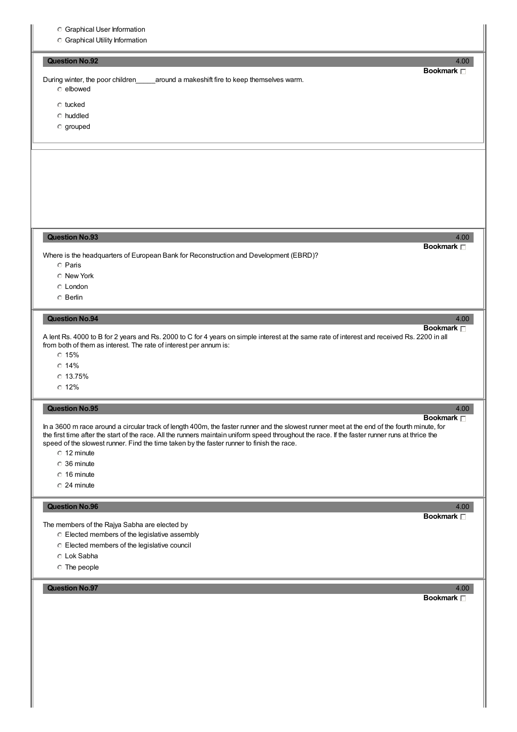- Graphical User Information
- Graphical Utility Information

### Question No.92

4.00

**Bookmark**

During winter, the poor children_____around a makeshift fire to keep themselves warm.

- elbowed
- tucked
- huddled
- grouped

### Question No.93

4.00

**Bookmark**

Where is the headquarters of European Bank for Reconstruction and Development (EBRD)?

- Paris
- New York
- London
- Berlin

### Question No.94

4.00

**Bookmark**

A lent Rs. 4000 to B for 2 years and Rs. 2000 to C for 4 years on simple interest at the same rate of interest and received Rs. 2200 in all from both of them as interest. The rate of interest per annum is:

- 15%
- 14%
- 13.75%
- 12%

### Question No.95

4.00

**Bookmark**

In a 3600 m race around a circular track of length 400m, the faster runner and the slowest runner meet at the end of the fourth minute, for the first time after the start of the race. All the runners maintain uniform speed throughout the race. If the faster runner runs at thrice the speed of the slowest runner. Find the time taken by the faster runner to finish the race.

- 12 minute
- 36 minute
- 16 minute
- 24 minute

### Question No.96

4.00

**Bookmark**

The members of the Rajya Sabha are elected by

- Elected members of the legislative assembly
- Elected members of the legislative council
- Lok Sabha
- The people

### Question No.97

4.00

**Bookmark**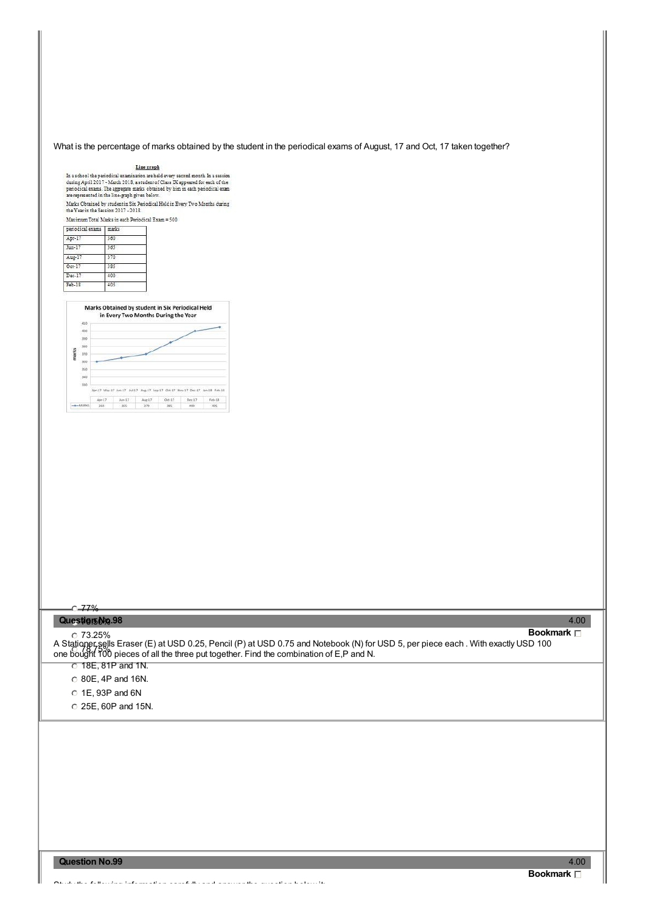What is the percentage of marks obtained by the student in the periodical exams of August, 17 and Oct, 17 taken together?

**Line graph**

In a school the periodical examination are held every second month. In a session during April 2017 - March 2018, a student of Class IX appeared for each of the periodical exams. The aggregate marks obtained by him in each periodical exam are represented in the line-graph given below.

Marks Obtained by student in Six Periodical Held in Every Two Months during the Year in the Session 2017 - 2018

Maximum Total Marks in each Periodical Exam = 500

| periodical exams | marks |
|---|---|
| Apr-17 | 360 |
| Jun-17 | 365 |
| Aug-17 | 370 |
| Oct-17 | 385 |
| Dec-17 | 400 |
| Feb-18 | 405 |

Marks Obtained by student in Six Periodical Held in Every Two Months During the Year

| | Apr-17 | Jun-17 | Aug-17 | Oct-17 | Dec-17 | Feb-18 |
|---|---|---|---|---|---|---|
| MARKS | 360 | 365 | 370 | 385 | 400 | 405 |

- 77%
- 75.50%
- 73.25%
- 78.75%

**Question No.98** 4.00

**Bookmark**

A Stationer sells Eraser (E) at USD 0.25, Pencil (P) at USD 0.75 and Notebook (N) for USD 5, per piece each . With exactly USD 100 one bought 100 pieces of all the three put together. Find the combination of E,P and N.

- 18E, 81P and 1N.
- 80E, 4P and 16N.
- 1E, 93P and 6N
- 25E, 60P and 15N.

**Question No.99** 4.00

**Bookmark**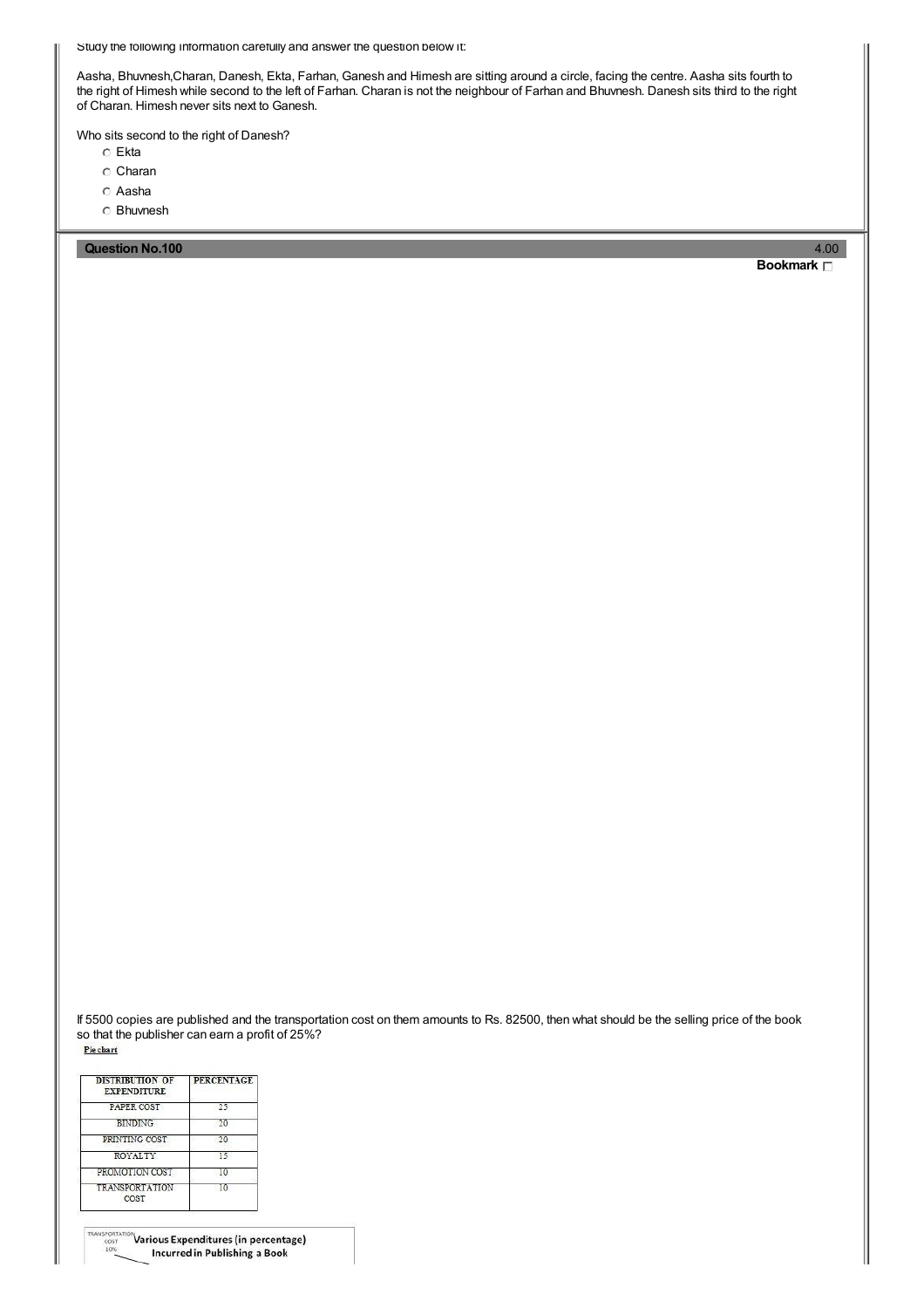Study the following information carefully and answer the question below it:

Aasha, Bhuvnesh,Charan, Danesh, Ekta, Farhan, Ganesh and Himesh are sitting around a circle, facing the centre. Aasha sits fourth to the right of Himesh while second to the left of Farhan. Charan is not the neighbour of Farhan and Bhuvnesh. Danesh sits third to the right of Charan. Himesh never sits next to Ganesh.

Who sits second to the right of Danesh?

- Ekta
- Charan
- Aasha
- Bhuvnesh

**Question No.100** 4.00

**Bookmark**

If 5500 copies are published and the transportation cost on them amounts to Rs. 82500, then what should be the selling price of the book so that the publisher can earn a profit of 25%?

**Pie chart**

| DISTRIBUTION OF EXPENDITURE | PERCENTAGE |
|---|---|
| PAPER COST | 25 |
| BINDING | 20 |
| PRINTING COST | 20 |
| ROYALTY | 15 |
| PROMOTION COST | 10 |
| TRANSPORTATION COST | 10 |

TRANSPORTATION COST 10%

**Various Expenditures (in percentage) Incurred in Publishing a Book**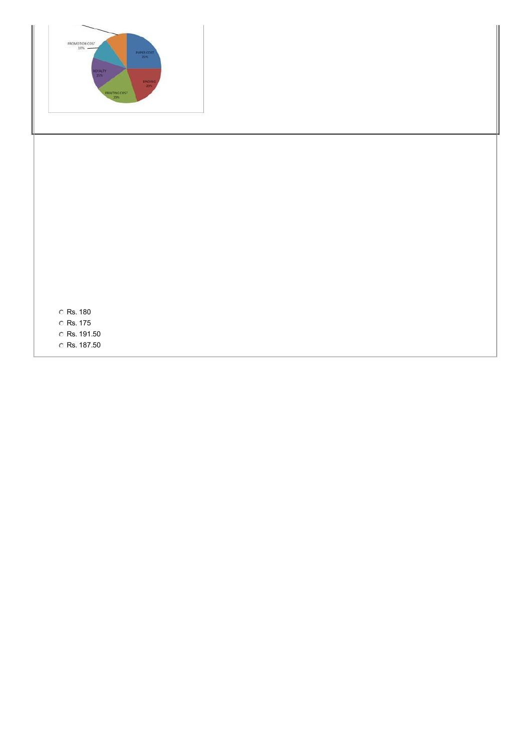PROMOTION COST
10%

PAPER COST
20%

BINDING
20%

ROYALTY
15%

PRINTING COST
20%

- Rs. 180
- Rs. 175
- Rs. 191.50
- Rs. 187.50